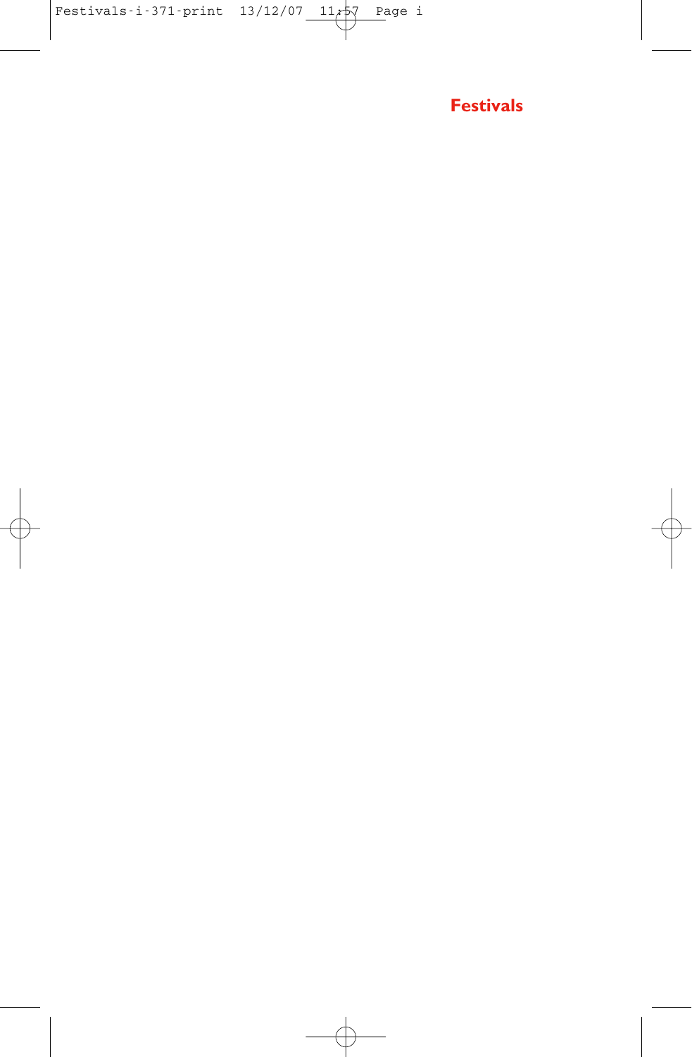# Festivals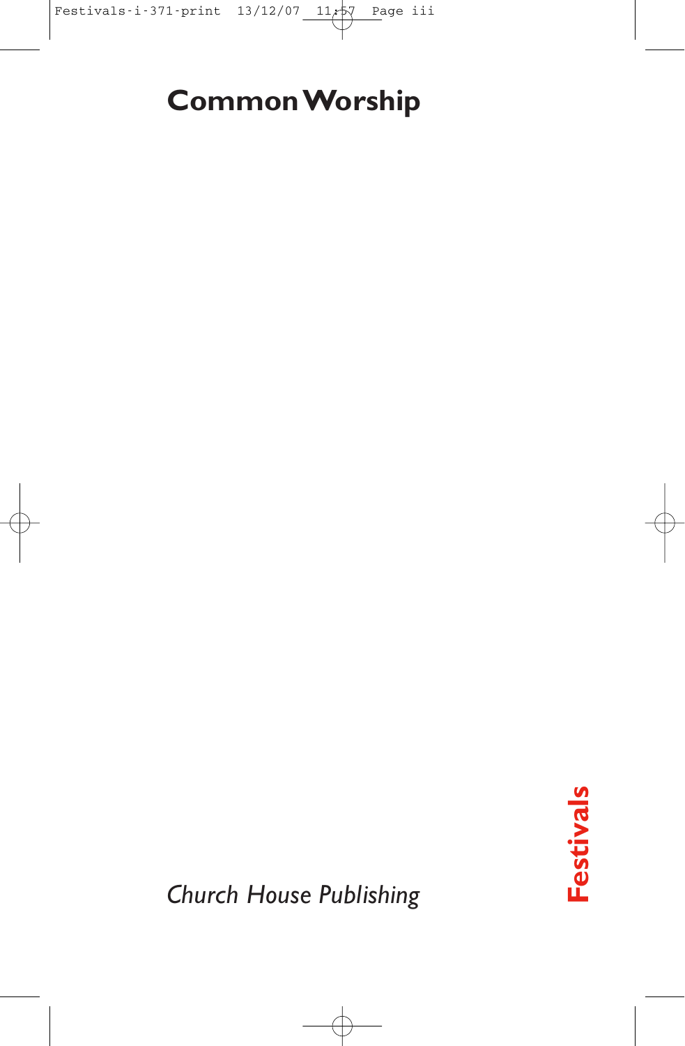# Common Worship

**Festivals**

*Church House Publishing*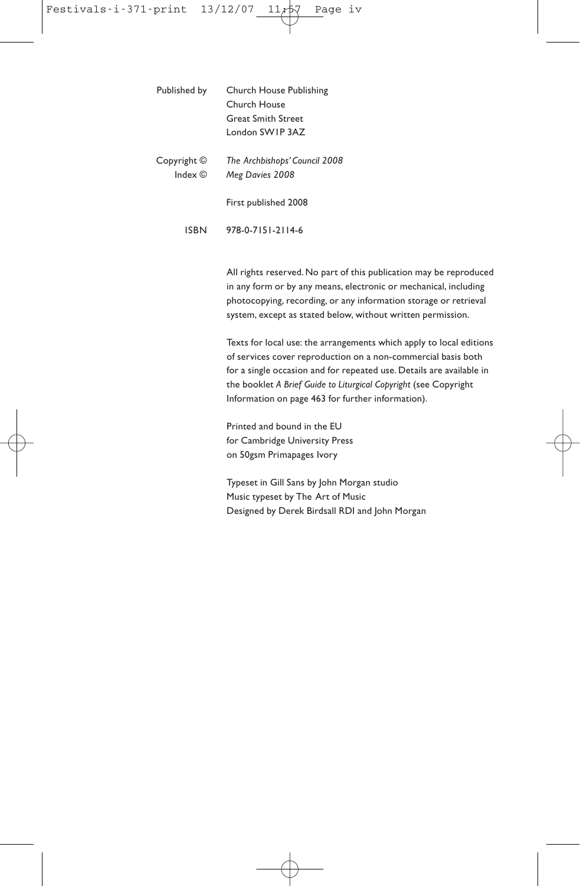| | |
|---|---|
| Published by | Church House Publishing<br>Church House<br>Great Smith Street<br>London SW1P 3AZ |
| Copyright © | *The Archbishops' Council 2008* |
| Index © | *Meg Davies 2008* |
| | First published 2008 |
| ISBN | 978-0-7151-2114-6 |

All rights reserved. No part of this publication may be reproduced in any form or by any means, electronic or mechanical, including photocopying, recording, or any information storage or retrieval system, except as stated below, without written permission.

Texts for local use: the arrangements which apply to local editions of services cover reproduction on a non-commercial basis both for a single occasion and for repeated use. Details are available in the booklet *A Brief Guide to Liturgical Copyright* (see Copyright Information on page 463 for further information).

Printed and bound in the EU
for Cambridge University Press
on 50gsm Primapages Ivory

Typeset in Gill Sans by John Morgan studio
Music typeset by The Art of Music
Designed by Derek Birdsall RDI and John Morgan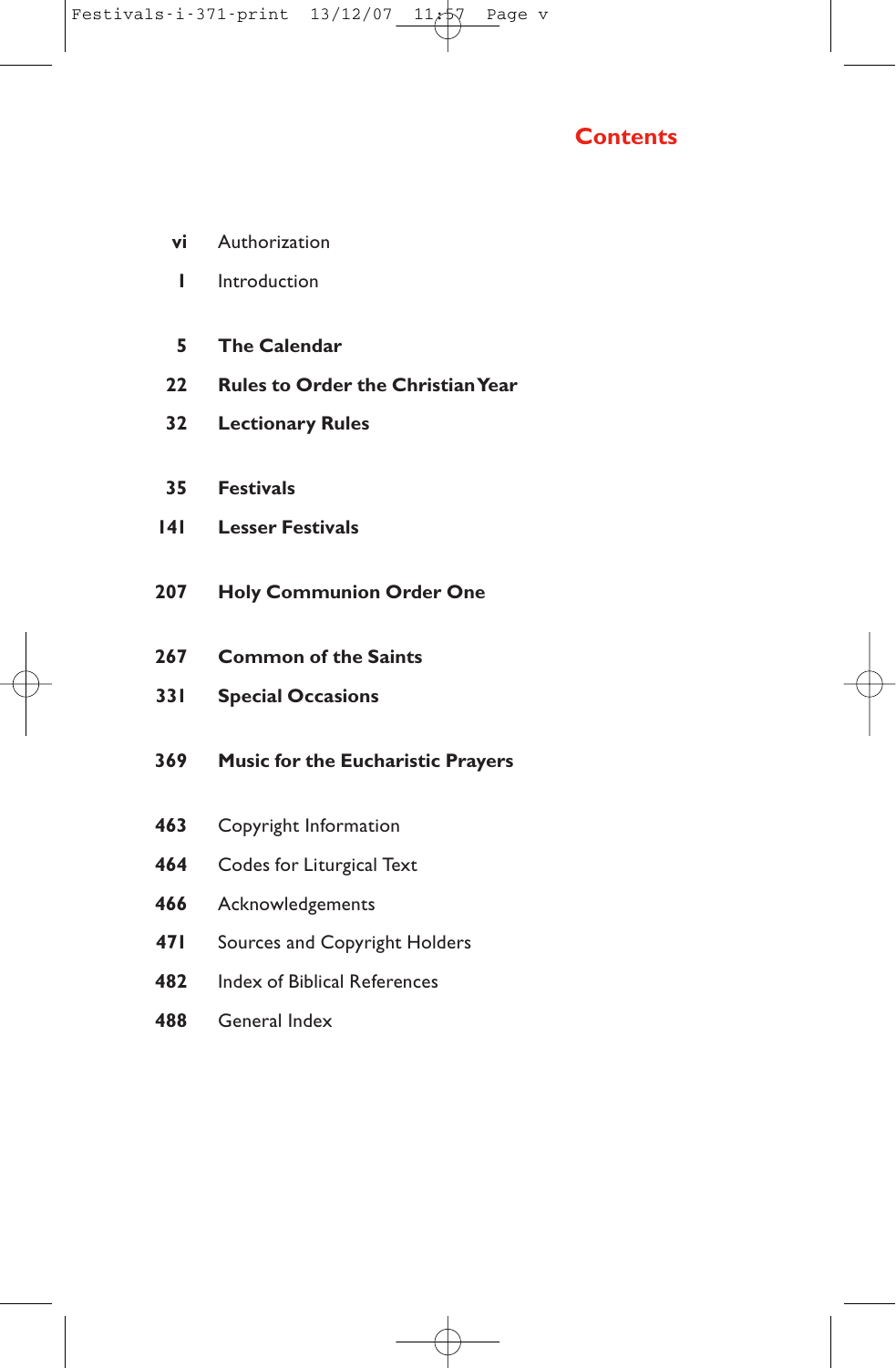# Contents

| | |
|---|---|
| **vi** | Authorization |
| **1** | Introduction |
| **5** | **The Calendar** |
| **22** | **Rules to Order the Christian Year** |
| **32** | **Lectionary Rules** |
| **35** | **Festivals** |
| **141** | **Lesser Festivals** |
| **207** | **Holy Communion Order One** |
| **267** | **Common of the Saints** |
| **331** | **Special Occasions** |
| **369** | **Music for the Eucharistic Prayers** |
| **463** | Copyright Information |
| **464** | Codes for Liturgical Text |
| **466** | Acknowledgements |
| **471** | Sources and Copyright Holders |
| **482** | Index of Biblical References |
| **488** | General Index |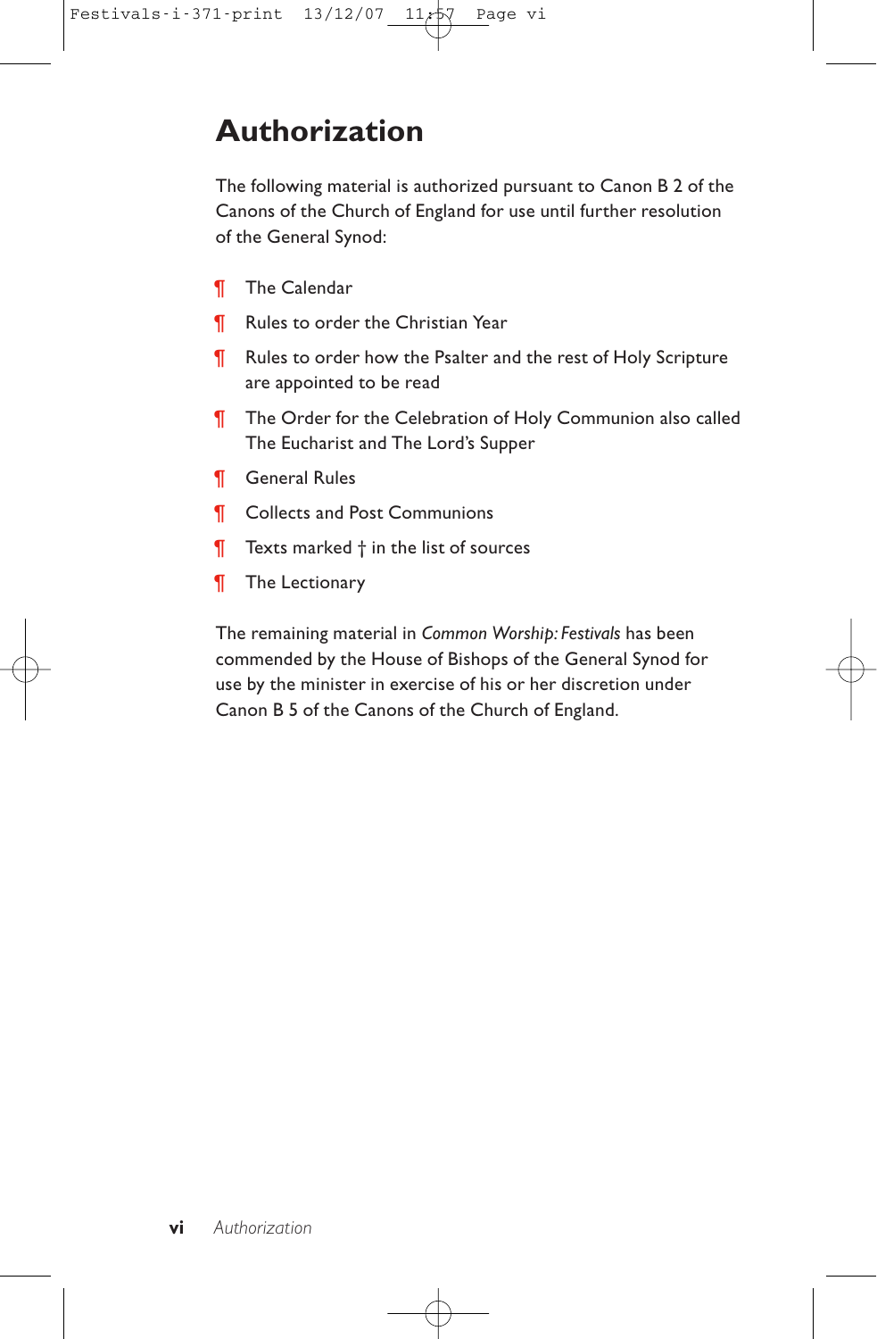# Authorization

The following material is authorized pursuant to Canon B 2 of the Canons of the Church of England for use until further resolution of the General Synod:

¶ The Calendar

¶ Rules to order the Christian Year

¶ Rules to order how the Psalter and the rest of Holy Scripture are appointed to be read

¶ The Order for the Celebration of Holy Communion also called The Eucharist and The Lord's Supper

¶ General Rules

¶ Collects and Post Communions

¶ Texts marked † in the list of sources

¶ The Lectionary

The remaining material in *Common Worship: Festivals* has been commended by the House of Bishops of the General Synod for use by the minister in exercise of his or her discretion under Canon B 5 of the Canons of the Church of England.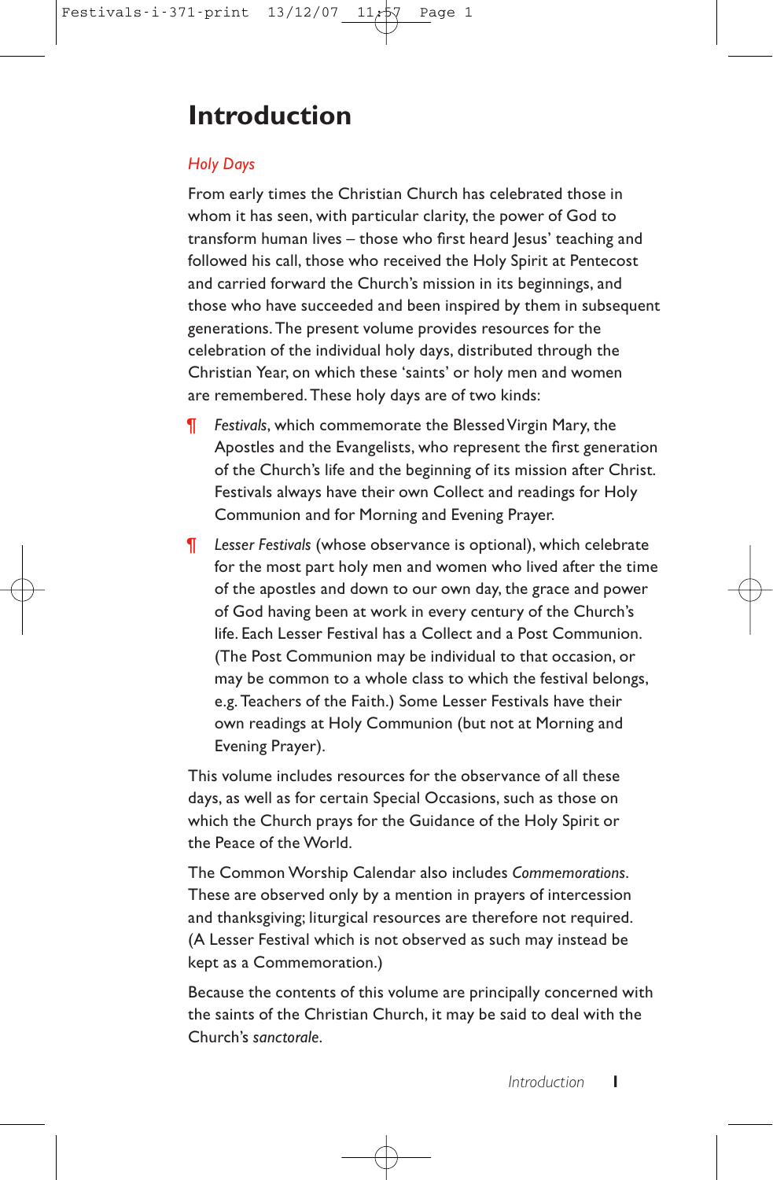# Introduction

*Holy Days*

From early times the Christian Church has celebrated those in whom it has seen, with particular clarity, the power of God to transform human lives – those who first heard Jesus' teaching and followed his call, those who received the Holy Spirit at Pentecost and carried forward the Church's mission in its beginnings, and those who have succeeded and been inspired by them in subsequent generations. The present volume provides resources for the celebration of the individual holy days, distributed through the Christian Year, on which these 'saints' or holy men and women are remembered. These holy days are of two kinds:

¶ *Festivals*, which commemorate the Blessed Virgin Mary, the Apostles and the Evangelists, who represent the first generation of the Church's life and the beginning of its mission after Christ. Festivals always have their own Collect and readings for Holy Communion and for Morning and Evening Prayer.

¶ *Lesser Festivals* (whose observance is optional), which celebrate for the most part holy men and women who lived after the time of the apostles and down to our own day, the grace and power of God having been at work in every century of the Church's life. Each Lesser Festival has a Collect and a Post Communion. (The Post Communion may be individual to that occasion, or may be common to a whole class to which the festival belongs, e.g. Teachers of the Faith.) Some Lesser Festivals have their own readings at Holy Communion (but not at Morning and Evening Prayer).

This volume includes resources for the observance of all these days, as well as for certain Special Occasions, such as those on which the Church prays for the Guidance of the Holy Spirit or the Peace of the World.

The Common Worship Calendar also includes *Commemorations*. These are observed only by a mention in prayers of intercession and thanksgiving; liturgical resources are therefore not required. (A Lesser Festival which is not observed as such may instead be kept as a Commemoration.)

Because the contents of this volume are principally concerned with the saints of the Christian Church, it may be said to deal with the Church's *sanctorale*.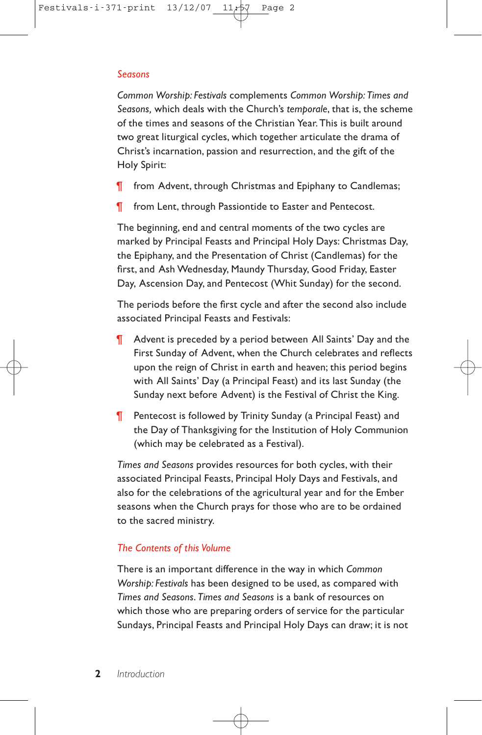## *Seasons*

*Common Worship: Festivals* complements *Common Worship: Times and Seasons,* which deals with the Church's *temporale*, that is, the scheme of the times and seasons of the Christian Year. This is built around two great liturgical cycles, which together articulate the drama of Christ's incarnation, passion and resurrection, and the gift of the Holy Spirit:

¶ from Advent, through Christmas and Epiphany to Candlemas;

¶ from Lent, through Passiontide to Easter and Pentecost.

The beginning, end and central moments of the two cycles are marked by Principal Feasts and Principal Holy Days: Christmas Day, the Epiphany, and the Presentation of Christ (Candlemas) for the first, and Ash Wednesday, Maundy Thursday, Good Friday, Easter Day, Ascension Day, and Pentecost (Whit Sunday) for the second.

The periods before the first cycle and after the second also include associated Principal Feasts and Festivals:

¶ Advent is preceded by a period between All Saints' Day and the First Sunday of Advent, when the Church celebrates and reflects upon the reign of Christ in earth and heaven; this period begins with All Saints' Day (a Principal Feast) and its last Sunday (the Sunday next before Advent) is the Festival of Christ the King.

¶ Pentecost is followed by Trinity Sunday (a Principal Feast) and the Day of Thanksgiving for the Institution of Holy Communion (which may be celebrated as a Festival).

*Times and Seasons* provides resources for both cycles, with their associated Principal Feasts, Principal Holy Days and Festivals, and also for the celebrations of the agricultural year and for the Ember seasons when the Church prays for those who are to be ordained to the sacred ministry.

## *The Contents of this Volume*

There is an important difference in the way in which *Common Worship: Festivals* has been designed to be used, as compared with *Times and Seasons*. *Times and Seasons* is a bank of resources on which those who are preparing orders of service for the particular Sundays, Principal Feasts and Principal Holy Days can draw; it is not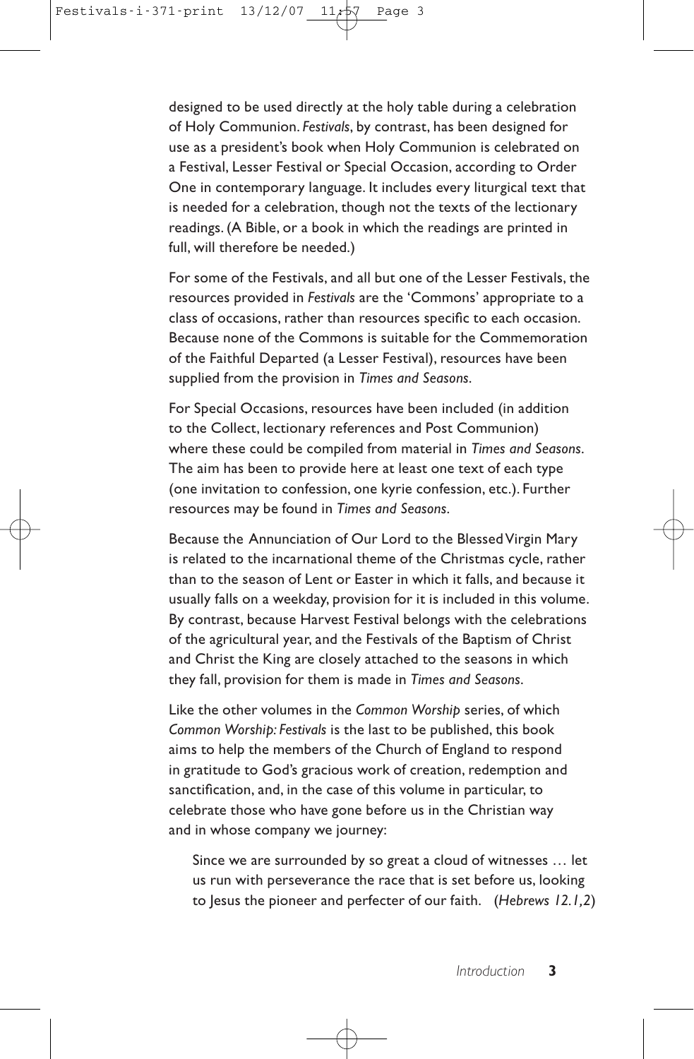designed to be used directly at the holy table during a celebration of Holy Communion. *Festivals*, by contrast, has been designed for use as a president's book when Holy Communion is celebrated on a Festival, Lesser Festival or Special Occasion, according to Order One in contemporary language. It includes every liturgical text that is needed for a celebration, though not the texts of the lectionary readings. (A Bible, or a book in which the readings are printed in full, will therefore be needed.)

For some of the Festivals, and all but one of the Lesser Festivals, the resources provided in *Festivals* are the 'Commons' appropriate to a class of occasions, rather than resources specific to each occasion. Because none of the Commons is suitable for the Commemoration of the Faithful Departed (a Lesser Festival), resources have been supplied from the provision in *Times and Seasons*.

For Special Occasions, resources have been included (in addition to the Collect, lectionary references and Post Communion) where these could be compiled from material in *Times and Seasons*. The aim has been to provide here at least one text of each type (one invitation to confession, one kyrie confession, etc.). Further resources may be found in *Times and Seasons*.

Because the Annunciation of Our Lord to the Blessed Virgin Mary is related to the incarnational theme of the Christmas cycle, rather than to the season of Lent or Easter in which it falls, and because it usually falls on a weekday, provision for it is included in this volume. By contrast, because Harvest Festival belongs with the celebrations of the agricultural year, and the Festivals of the Baptism of Christ and Christ the King are closely attached to the seasons in which they fall, provision for them is made in *Times and Seasons*.

Like the other volumes in the *Common Worship* series, of which *Common Worship: Festivals* is the last to be published, this book aims to help the members of the Church of England to respond in gratitude to God's gracious work of creation, redemption and sanctification, and, in the case of this volume in particular, to celebrate those who have gone before us in the Christian way and in whose company we journey:

> Since we are surrounded by so great a cloud of witnesses … let us run with perseverance the race that is set before us, looking to Jesus the pioneer and perfecter of our faith. (*Hebrews 12.1,2*)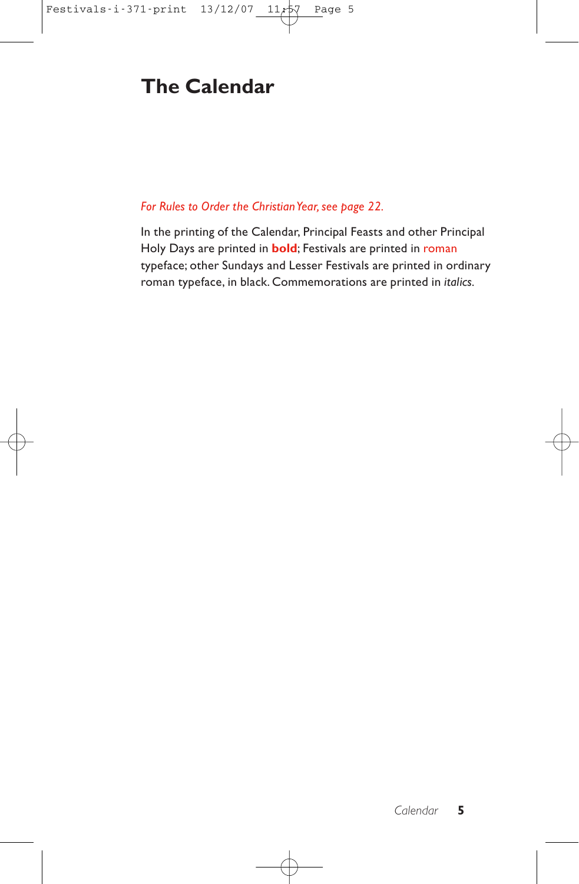# The Calendar

*For Rules to Order the Christian Year, see page 22.*

In the printing of the Calendar, Principal Feasts and other Principal Holy Days are printed in **bold**; Festivals are printed in roman typeface; other Sundays and Lesser Festivals are printed in ordinary roman typeface, in black. Commemorations are printed in *italics*.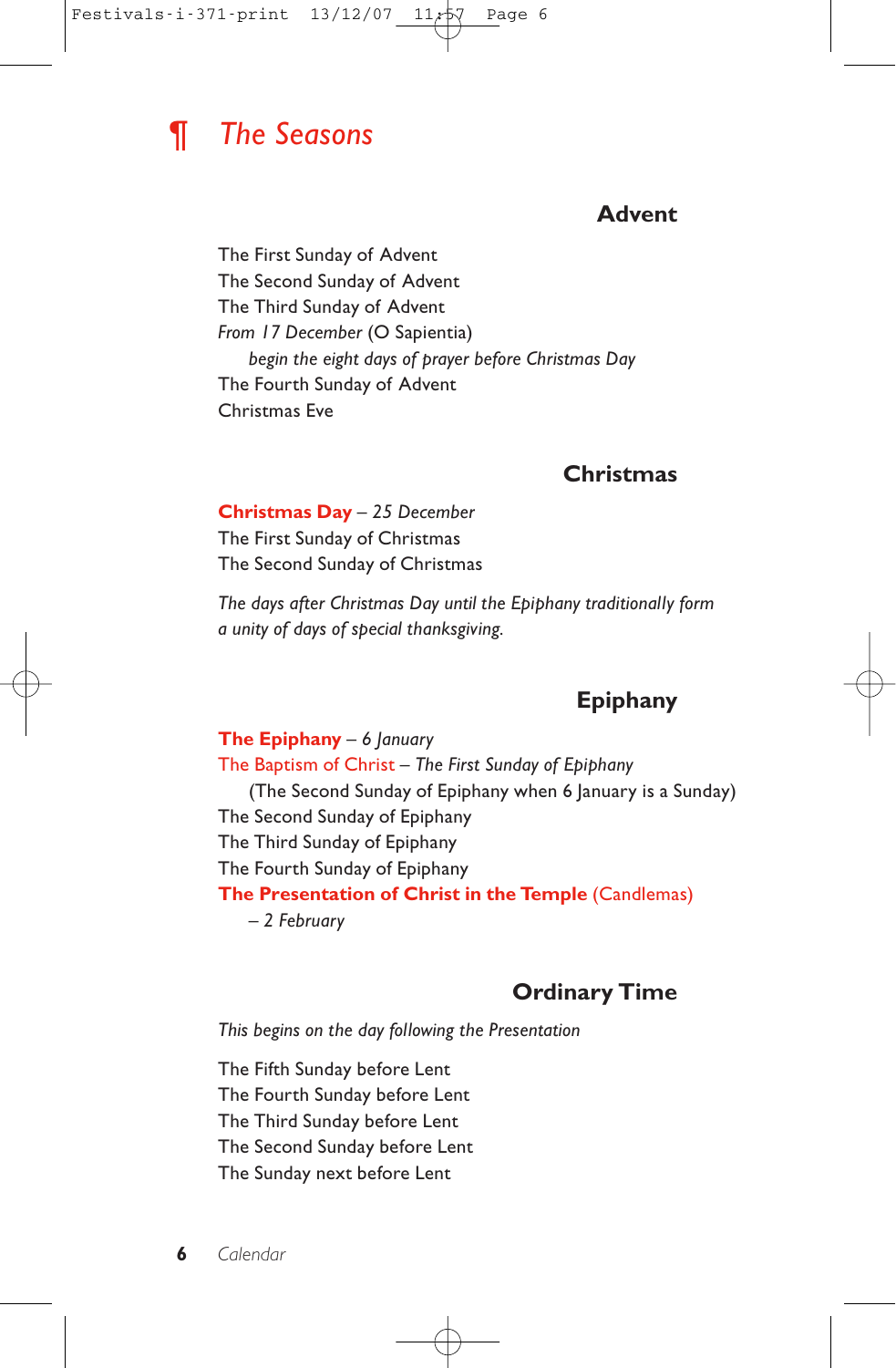# ¶ *The Seasons*

## Advent

The First Sunday of Advent
The Second Sunday of Advent
The Third Sunday of Advent
*From 17 December* (O Sapientia)
*begin the eight days of prayer before Christmas Day*
The Fourth Sunday of Advent
Christmas Eve

## Christmas

**Christmas Day** – *25 December*
The First Sunday of Christmas
The Second Sunday of Christmas

*The days after Christmas Day until the Epiphany traditionally form a unity of days of special thanksgiving.*

## Epiphany

**The Epiphany** – *6 January*
The Baptism of Christ – *The First Sunday of Epiphany*
(The Second Sunday of Epiphany when 6 January is a Sunday)
The Second Sunday of Epiphany
The Third Sunday of Epiphany
The Fourth Sunday of Epiphany
**The Presentation of Christ in the Temple** (Candlemas)
– *2 February*

## Ordinary Time

*This begins on the day following the Presentation*

The Fifth Sunday before Lent
The Fourth Sunday before Lent
The Third Sunday before Lent
The Second Sunday before Lent
The Sunday next before Lent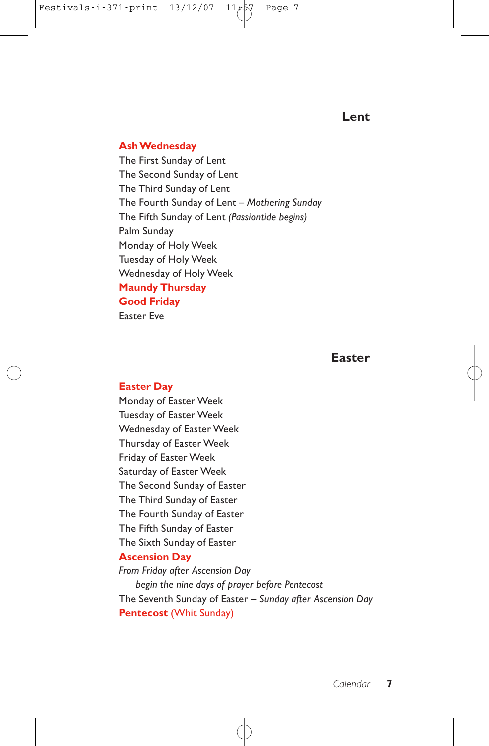## Lent

**Ash Wednesday**
The First Sunday of Lent
The Second Sunday of Lent
The Third Sunday of Lent
The Fourth Sunday of Lent – *Mothering Sunday*
The Fifth Sunday of Lent *(Passiontide begins)*
Palm Sunday
Monday of Holy Week
Tuesday of Holy Week
Wednesday of Holy Week
**Maundy Thursday**
**Good Friday**
Easter Eve

## Easter

**Easter Day**
Monday of Easter Week
Tuesday of Easter Week
Wednesday of Easter Week
Thursday of Easter Week
Friday of Easter Week
Saturday of Easter Week
The Second Sunday of Easter
The Third Sunday of Easter
The Fourth Sunday of Easter
The Fifth Sunday of Easter
The Sixth Sunday of Easter
**Ascension Day**
*From Friday after Ascension Day*
*begin the nine days of prayer before Pentecost*
The Seventh Sunday of Easter – *Sunday after Ascension Day*
**Pentecost** (Whit Sunday)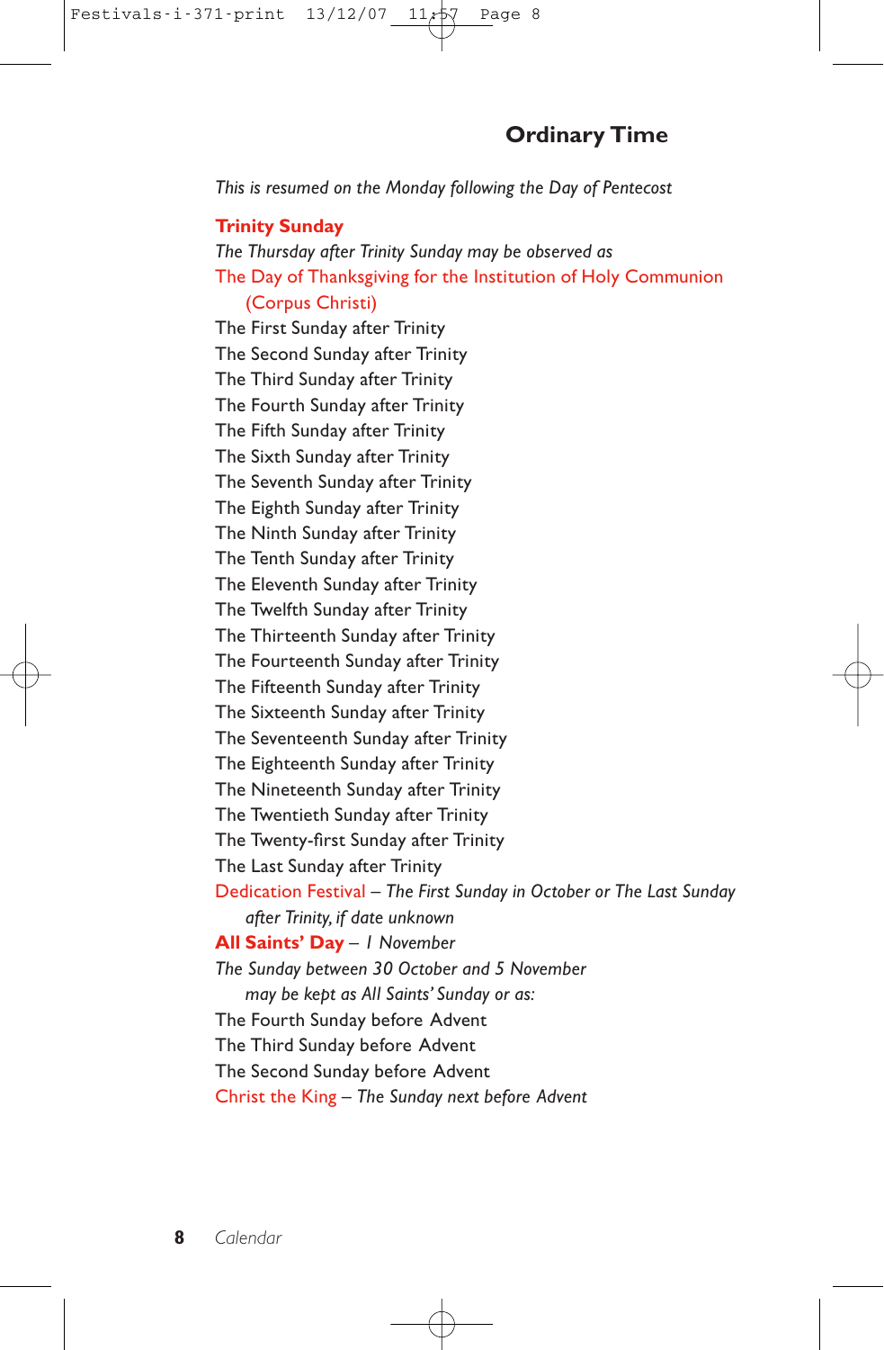## Ordinary Time

*This is resumed on the Monday following the Day of Pentecost*

**Trinity Sunday**

*The Thursday after Trinity Sunday may be observed as*

The Day of Thanksgiving for the Institution of Holy Communion (Corpus Christi)

The First Sunday after Trinity

The Second Sunday after Trinity

The Third Sunday after Trinity

The Fourth Sunday after Trinity

The Fifth Sunday after Trinity

The Sixth Sunday after Trinity

The Seventh Sunday after Trinity

The Eighth Sunday after Trinity

The Ninth Sunday after Trinity

The Tenth Sunday after Trinity

The Eleventh Sunday after Trinity

The Twelfth Sunday after Trinity

The Thirteenth Sunday after Trinity

The Fourteenth Sunday after Trinity

The Fifteenth Sunday after Trinity

The Sixteenth Sunday after Trinity

The Seventeenth Sunday after Trinity

The Eighteenth Sunday after Trinity

The Nineteenth Sunday after Trinity

The Twentieth Sunday after Trinity

The Twenty-first Sunday after Trinity

The Last Sunday after Trinity

Dedication Festival – *The First Sunday in October or The Last Sunday after Trinity, if date unknown*

**All Saints' Day** – *1 November*

*The Sunday between 30 October and 5 November may be kept as All Saints' Sunday or as:*

The Fourth Sunday before Advent

The Third Sunday before Advent

The Second Sunday before Advent

Christ the King – *The Sunday next before Advent*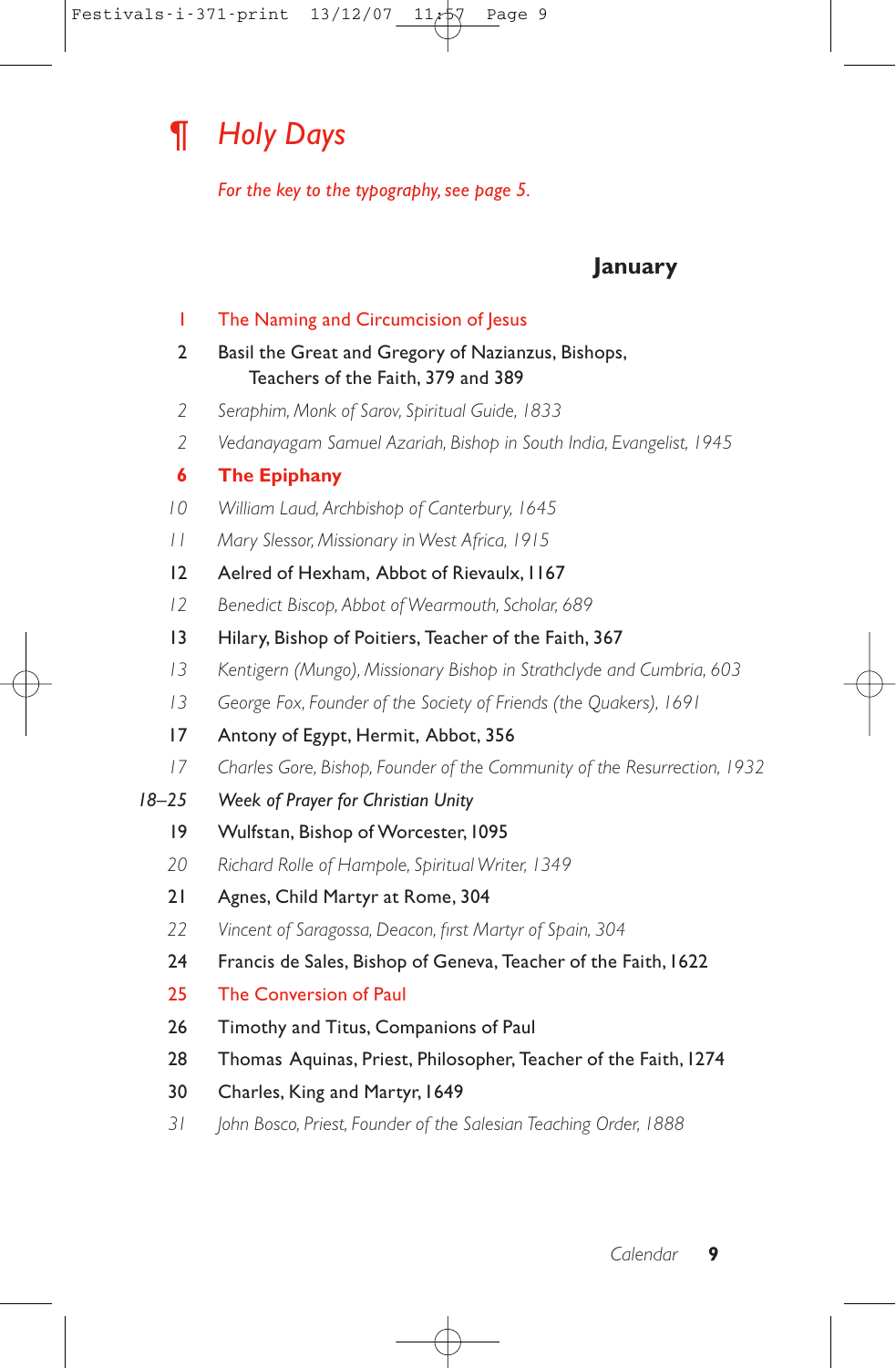# ¶ *Holy Days*

*For the key to the typography, see page 5.*

## January

1 The Naming and Circumcision of Jesus

2 Basil the Great and Gregory of Nazianzus, Bishops, Teachers of the Faith, 379 and 389

*2 Seraphim, Monk of Sarov, Spiritual Guide, 1833*

*2 Vedanayagam Samuel Azariah, Bishop in South India, Evangelist, 1945*

**6 The Epiphany**

*10 William Laud, Archbishop of Canterbury, 1645*

*11 Mary Slessor, Missionary in West Africa, 1915*

12 Aelred of Hexham, Abbot of Rievaulx, 1167

*12 Benedict Biscop, Abbot of Wearmouth, Scholar, 689*

13 Hilary, Bishop of Poitiers, Teacher of the Faith, 367

*13 Kentigern (Mungo), Missionary Bishop in Strathclyde and Cumbria, 603*

*13 George Fox, Founder of the Society of Friends (the Quakers), 1691*

17 Antony of Egypt, Hermit, Abbot, 356

*17 Charles Gore, Bishop, Founder of the Community of the Resurrection, 1932*

*18–25 Week of Prayer for Christian Unity*

19 Wulfstan, Bishop of Worcester, 1095

*20 Richard Rolle of Hampole, Spiritual Writer, 1349*

21 Agnes, Child Martyr at Rome, 304

*22 Vincent of Saragossa, Deacon, first Martyr of Spain, 304*

24 Francis de Sales, Bishop of Geneva, Teacher of the Faith, 1622

25 The Conversion of Paul

26 Timothy and Titus, Companions of Paul

28 Thomas Aquinas, Priest, Philosopher, Teacher of the Faith, 1274

30 Charles, King and Martyr, 1649

*31 John Bosco, Priest, Founder of the Salesian Teaching Order, 1888*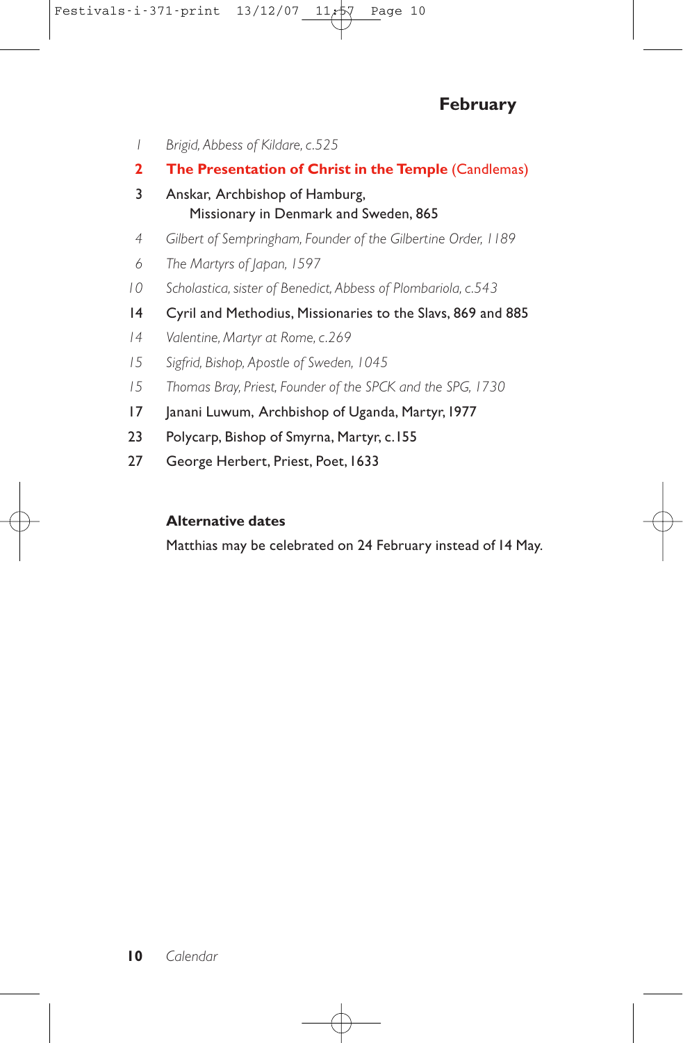## February

1 *Brigid, Abbess of Kildare, c.525*

**2** **The Presentation of Christ in the Temple** (Candlemas)

3 Anskar, Archbishop of Hamburg,
  Missionary in Denmark and Sweden, 865

4 *Gilbert of Sempringham, Founder of the Gilbertine Order, 1189*

6 *The Martyrs of Japan, 1597*

10 *Scholastica, sister of Benedict, Abbess of Plombariola, c.543*

14 Cyril and Methodius, Missionaries to the Slavs, 869 and 885

14 *Valentine, Martyr at Rome, c.269*

15 *Sigfrid, Bishop, Apostle of Sweden, 1045*

15 *Thomas Bray, Priest, Founder of the SPCK and the SPG, 1730*

17 Janani Luwum, Archbishop of Uganda, Martyr, 1977

23 Polycarp, Bishop of Smyrna, Martyr, c.155

27 George Herbert, Priest, Poet, 1633

**Alternative dates**

Matthias may be celebrated on 24 February instead of 14 May.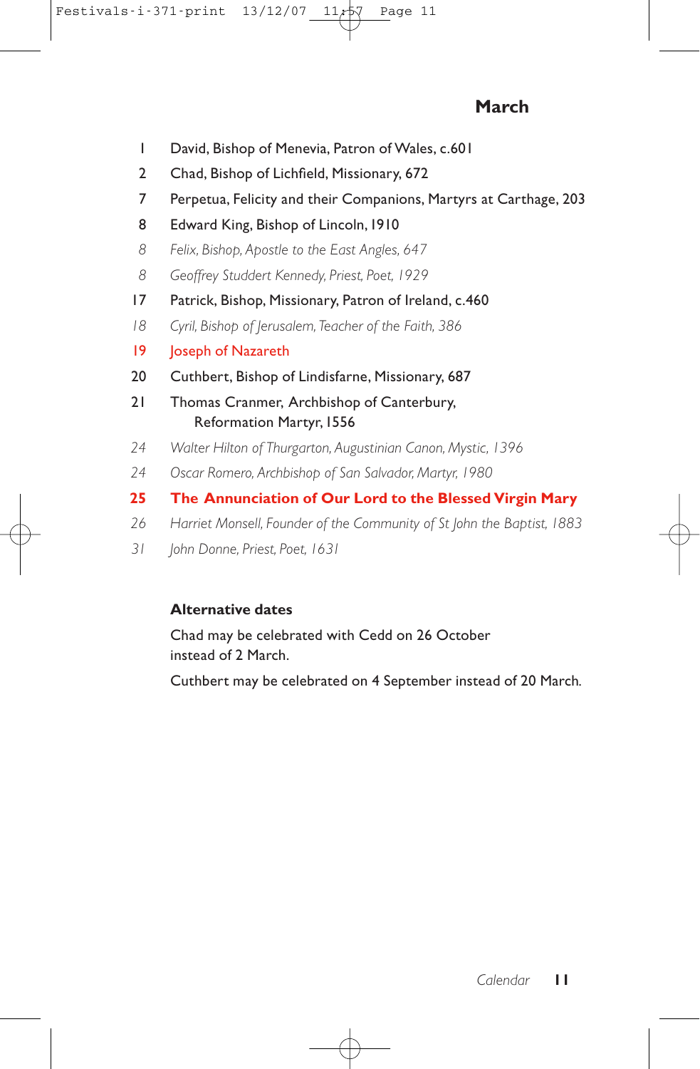## March

1 David, Bishop of Menevia, Patron of Wales, c.601

2 Chad, Bishop of Lichfield, Missionary, 672

7 Perpetua, Felicity and their Companions, Martyrs at Carthage, 203

8 Edward King, Bishop of Lincoln, 1910

*8 Felix, Bishop, Apostle to the East Angles, 647*

*8 Geoffrey Studdert Kennedy, Priest, Poet, 1929*

17 Patrick, Bishop, Missionary, Patron of Ireland, c.460

*18 Cyril, Bishop of Jerusalem, Teacher of the Faith, 386*

19 Joseph of Nazareth

20 Cuthbert, Bishop of Lindisfarne, Missionary, 687

21 Thomas Cranmer, Archbishop of Canterbury, Reformation Martyr, 1556

*24 Walter Hilton of Thurgarton, Augustinian Canon, Mystic, 1396*

*24 Oscar Romero, Archbishop of San Salvador, Martyr, 1980*

**25 The Annunciation of Our Lord to the Blessed Virgin Mary**

*26 Harriet Monsell, Founder of the Community of St John the Baptist, 1883*

*31 John Donne, Priest, Poet, 1631*

**Alternative dates**

Chad may be celebrated with Cedd on 26 October instead of 2 March.

Cuthbert may be celebrated on 4 September instead of 20 March.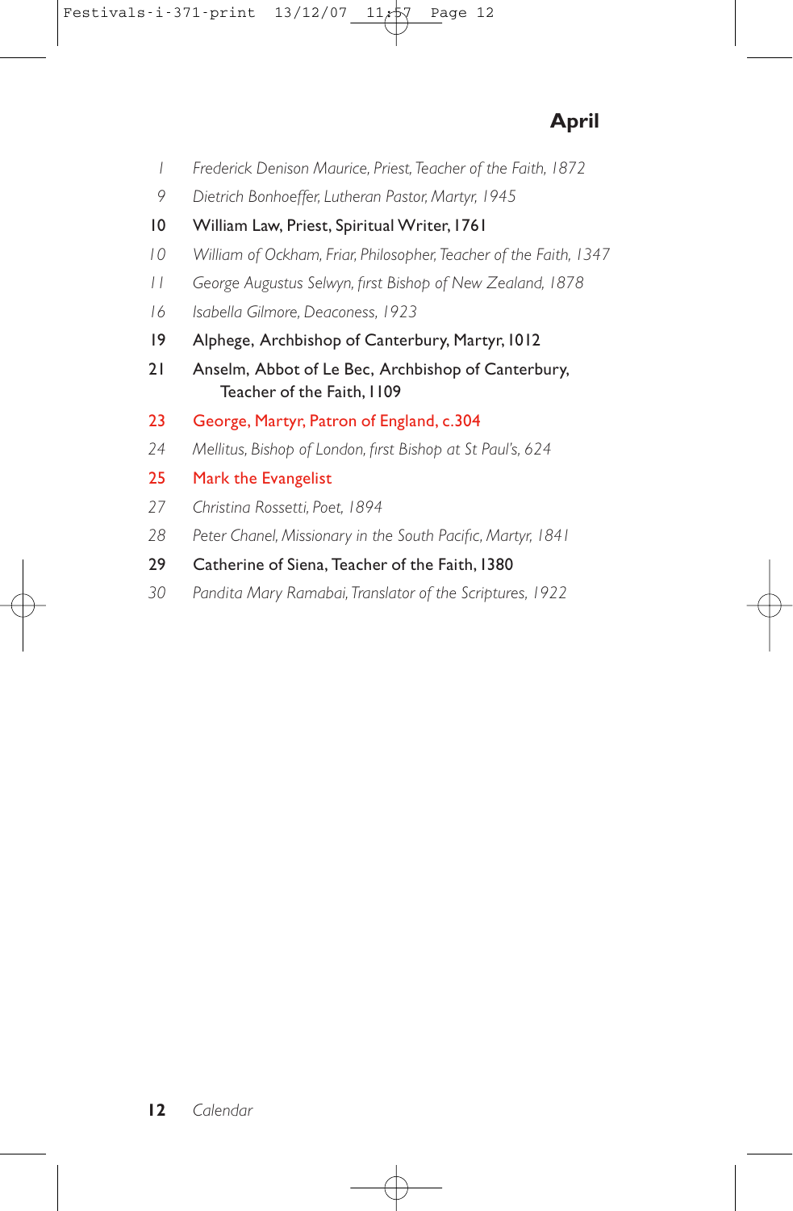## April

1 *Frederick Denison Maurice, Priest, Teacher of the Faith, 1872*

9 *Dietrich Bonhoeffer, Lutheran Pastor, Martyr, 1945*

10 William Law, Priest, Spiritual Writer, 1761

10 *William of Ockham, Friar, Philosopher, Teacher of the Faith, 1347*

11 *George Augustus Selwyn, first Bishop of New Zealand, 1878*

16 *Isabella Gilmore, Deaconess, 1923*

19 Alphege, Archbishop of Canterbury, Martyr, 1012

21 Anselm, Abbot of Le Bec, Archbishop of Canterbury, Teacher of the Faith, 1109

23 George, Martyr, Patron of England, c.304

24 *Mellitus, Bishop of London, first Bishop at St Paul's, 624*

25 Mark the Evangelist

27 *Christina Rossetti, Poet, 1894*

28 *Peter Chanel, Missionary in the South Pacific, Martyr, 1841*

29 Catherine of Siena, Teacher of the Faith, 1380

30 *Pandita Mary Ramabai, Translator of the Scriptures, 1922*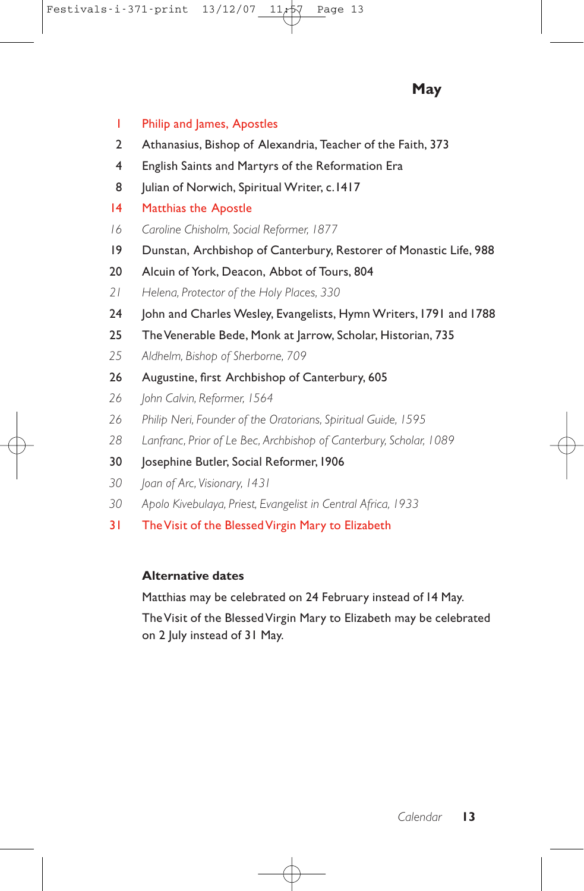## May

1 Philip and James, Apostles

2 Athanasius, Bishop of Alexandria, Teacher of the Faith, 373

4 English Saints and Martyrs of the Reformation Era

8 Julian of Norwich, Spiritual Writer, c.1417

14 Matthias the Apostle

*16 Caroline Chisholm, Social Reformer, 1877*

19 Dunstan, Archbishop of Canterbury, Restorer of Monastic Life, 988

20 Alcuin of York, Deacon, Abbot of Tours, 804

*21 Helena, Protector of the Holy Places, 330*

24 John and Charles Wesley, Evangelists, Hymn Writers, 1791 and 1788

25 The Venerable Bede, Monk at Jarrow, Scholar, Historian, 735

*25 Aldhelm, Bishop of Sherborne, 709*

26 Augustine, first Archbishop of Canterbury, 605

*26 John Calvin, Reformer, 1564*

*26 Philip Neri, Founder of the Oratorians, Spiritual Guide, 1595*

*28 Lanfranc, Prior of Le Bec, Archbishop of Canterbury, Scholar, 1089*

30 Josephine Butler, Social Reformer, 1906

*30 Joan of Arc, Visionary, 1431*

*30 Apolo Kivebulaya, Priest, Evangelist in Central Africa, 1933*

31 The Visit of the Blessed Virgin Mary to Elizabeth

**Alternative dates**

Matthias may be celebrated on 24 February instead of 14 May.

The Visit of the Blessed Virgin Mary to Elizabeth may be celebrated on 2 July instead of 31 May.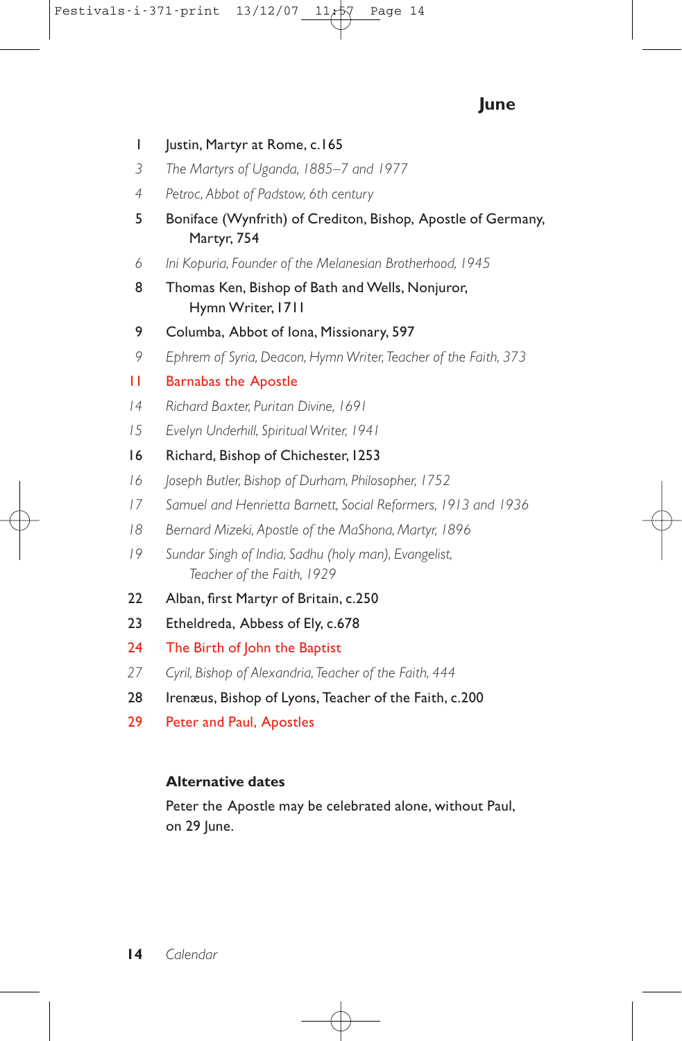## June

1 Justin, Martyr at Rome, c.165

*3 The Martyrs of Uganda, 1885–7 and 1977*

*4 Petroc, Abbot of Padstow, 6th century*

5 Boniface (Wynfrith) of Crediton, Bishop, Apostle of Germany, Martyr, 754

*6 Ini Kopuria, Founder of the Melanesian Brotherhood, 1945*

8 Thomas Ken, Bishop of Bath and Wells, Nonjuror, Hymn Writer, 1711

9 Columba, Abbot of Iona, Missionary, 597

*9 Ephrem of Syria, Deacon, Hymn Writer, Teacher of the Faith, 373*

11 Barnabas the Apostle

*14 Richard Baxter, Puritan Divine, 1691*

*15 Evelyn Underhill, Spiritual Writer, 1941*

16 Richard, Bishop of Chichester, 1253

*16 Joseph Butler, Bishop of Durham, Philosopher, 1752*

*17 Samuel and Henrietta Barnett, Social Reformers, 1913 and 1936*

*18 Bernard Mizeki, Apostle of the MaShona, Martyr, 1896*

*19 Sundar Singh of India, Sadhu (holy man), Evangelist, Teacher of the Faith, 1929*

22 Alban, first Martyr of Britain, c.250

23 Etheldreda, Abbess of Ely, c.678

24 The Birth of John the Baptist

*27 Cyril, Bishop of Alexandria, Teacher of the Faith, 444*

28 Irenæus, Bishop of Lyons, Teacher of the Faith, c.200

29 Peter and Paul, Apostles

**Alternative dates**

Peter the Apostle may be celebrated alone, without Paul, on 29 June.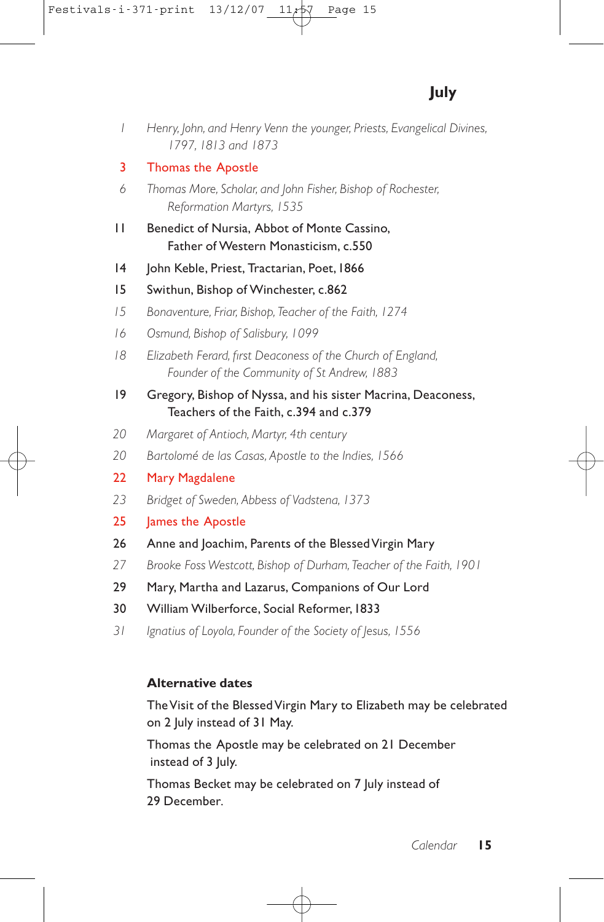## July

*1 Henry, John, and Henry Venn the younger, Priests, Evangelical Divines, 1797, 1813 and 1873*

3 Thomas the Apostle

*6 Thomas More, Scholar, and John Fisher, Bishop of Rochester, Reformation Martyrs, 1535*

11 Benedict of Nursia, Abbot of Monte Cassino, Father of Western Monasticism, c.550

14 John Keble, Priest, Tractarian, Poet, 1866

15 Swithun, Bishop of Winchester, c.862

*15 Bonaventure, Friar, Bishop, Teacher of the Faith, 1274*

*16 Osmund, Bishop of Salisbury, 1099*

*18 Elizabeth Ferard, first Deaconess of the Church of England, Founder of the Community of St Andrew, 1883*

19 Gregory, Bishop of Nyssa, and his sister Macrina, Deaconess, Teachers of the Faith, c.394 and c.379

*20 Margaret of Antioch, Martyr, 4th century*

*20 Bartolomé de las Casas, Apostle to the Indies, 1566*

22 Mary Magdalene

*23 Bridget of Sweden, Abbess of Vadstena, 1373*

25 James the Apostle

26 Anne and Joachim, Parents of the Blessed Virgin Mary

*27 Brooke Foss Westcott, Bishop of Durham, Teacher of the Faith, 1901*

29 Mary, Martha and Lazarus, Companions of Our Lord

30 William Wilberforce, Social Reformer, 1833

*31 Ignatius of Loyola, Founder of the Society of Jesus, 1556*

**Alternative dates**

The Visit of the Blessed Virgin Mary to Elizabeth may be celebrated on 2 July instead of 31 May.

Thomas the Apostle may be celebrated on 21 December instead of 3 July.

Thomas Becket may be celebrated on 7 July instead of 29 December.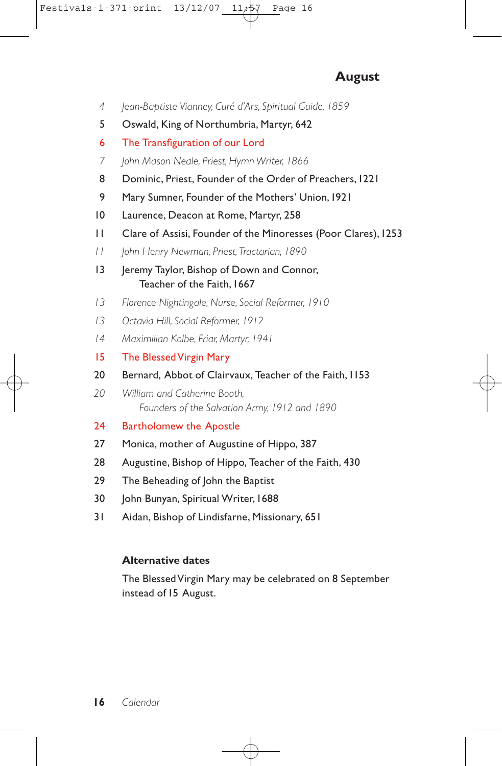## August

- 4 *Jean-Baptiste Vianney, Curé d'Ars, Spiritual Guide, 1859*
- 5 Oswald, King of Northumbria, Martyr, 642
- 6 The Transfiguration of our Lord
- 7 *John Mason Neale, Priest, Hymn Writer, 1866*
- 8 Dominic, Priest, Founder of the Order of Preachers, 1221
- 9 Mary Sumner, Founder of the Mothers' Union, 1921
- 10 Laurence, Deacon at Rome, Martyr, 258
- 11 Clare of Assisi, Founder of the Minoresses (Poor Clares), 1253
- 11 *John Henry Newman, Priest, Tractarian, 1890*
- 13 Jeremy Taylor, Bishop of Down and Connor, Teacher of the Faith, 1667
- 13 *Florence Nightingale, Nurse, Social Reformer, 1910*
- 13 *Octavia Hill, Social Reformer, 1912*
- 14 *Maximilian Kolbe, Friar, Martyr, 1941*
- 15 The Blessed Virgin Mary
- 20 Bernard, Abbot of Clairvaux, Teacher of the Faith, 1153
- 20 *William and Catherine Booth, Founders of the Salvation Army, 1912 and 1890*
- 24 Bartholomew the Apostle
- 27 Monica, mother of Augustine of Hippo, 387
- 28 Augustine, Bishop of Hippo, Teacher of the Faith, 430
- 29 The Beheading of John the Baptist
- 30 John Bunyan, Spiritual Writer, 1688
- 31 Aidan, Bishop of Lindisfarne, Missionary, 651

**Alternative dates**

The Blessed Virgin Mary may be celebrated on 8 September instead of 15 August.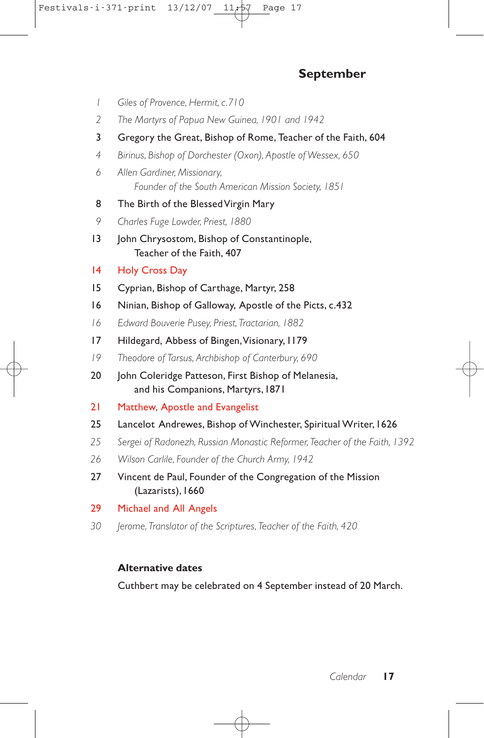## September

*1 Giles of Provence, Hermit, c.710*

*2 The Martyrs of Papua New Guinea, 1901 and 1942*

3 Gregory the Great, Bishop of Rome, Teacher of the Faith, 604

*4 Birinus, Bishop of Dorchester (Oxon), Apostle of Wessex, 650*

*6 Allen Gardiner, Missionary,*
*Founder of the South American Mission Society, 1851*

8 The Birth of the Blessed Virgin Mary

*9 Charles Fuge Lowder, Priest, 1880*

13 John Chrysostom, Bishop of Constantinople,
Teacher of the Faith, 407

14 Holy Cross Day

15 Cyprian, Bishop of Carthage, Martyr, 258

16 Ninian, Bishop of Galloway, Apostle of the Picts, c.432

*16 Edward Bouverie Pusey, Priest, Tractarian, 1882*

17 Hildegard, Abbess of Bingen, Visionary, 1179

*19 Theodore of Tarsus, Archbishop of Canterbury, 690*

20 John Coleridge Patteson, First Bishop of Melanesia,
and his Companions, Martyrs, 1871

21 Matthew, Apostle and Evangelist

25 Lancelot Andrewes, Bishop of Winchester, Spiritual Writer, 1626

*25 Sergei of Radonezh, Russian Monastic Reformer, Teacher of the Faith, 1392*

*26 Wilson Carlile, Founder of the Church Army, 1942*

27 Vincent de Paul, Founder of the Congregation of the Mission
(Lazarists), 1660

29 Michael and All Angels

*30 Jerome, Translator of the Scriptures, Teacher of the Faith, 420*

**Alternative dates**

Cuthbert may be celebrated on 4 September instead of 20 March.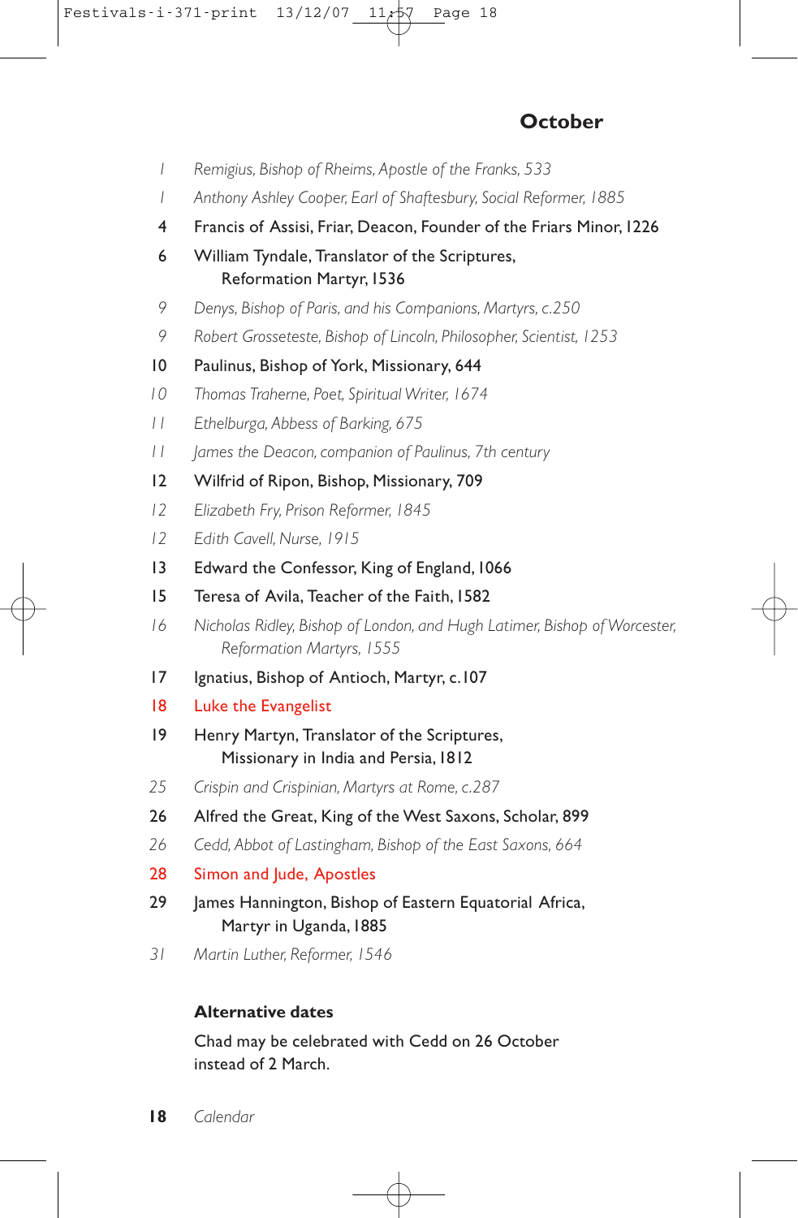## October

*1 Remigius, Bishop of Rheims, Apostle of the Franks, 533*

*1 Anthony Ashley Cooper, Earl of Shaftesbury, Social Reformer, 1885*

4 Francis of Assisi, Friar, Deacon, Founder of the Friars Minor, 1226

6 William Tyndale, Translator of the Scriptures, Reformation Martyr, 1536

*9 Denys, Bishop of Paris, and his Companions, Martyrs, c.250*

*9 Robert Grosseteste, Bishop of Lincoln, Philosopher, Scientist, 1253*

10 Paulinus, Bishop of York, Missionary, 644

*10 Thomas Traherne, Poet, Spiritual Writer, 1674*

*11 Ethelburga, Abbess of Barking, 675*

*11 James the Deacon, companion of Paulinus, 7th century*

12 Wilfrid of Ripon, Bishop, Missionary, 709

*12 Elizabeth Fry, Prison Reformer, 1845*

*12 Edith Cavell, Nurse, 1915*

13 Edward the Confessor, King of England, 1066

15 Teresa of Avila, Teacher of the Faith, 1582

*16 Nicholas Ridley, Bishop of London, and Hugh Latimer, Bishop of Worcester, Reformation Martyrs, 1555*

17 Ignatius, Bishop of Antioch, Martyr, c.107

18 Luke the Evangelist

19 Henry Martyn, Translator of the Scriptures, Missionary in India and Persia, 1812

*25 Crispin and Crispinian, Martyrs at Rome, c.287*

26 Alfred the Great, King of the West Saxons, Scholar, 899

*26 Cedd, Abbot of Lastingham, Bishop of the East Saxons, 664*

28 Simon and Jude, Apostles

29 James Hannington, Bishop of Eastern Equatorial Africa, Martyr in Uganda, 1885

*31 Martin Luther, Reformer, 1546*

**Alternative dates**

Chad may be celebrated with Cedd on 26 October instead of 2 March.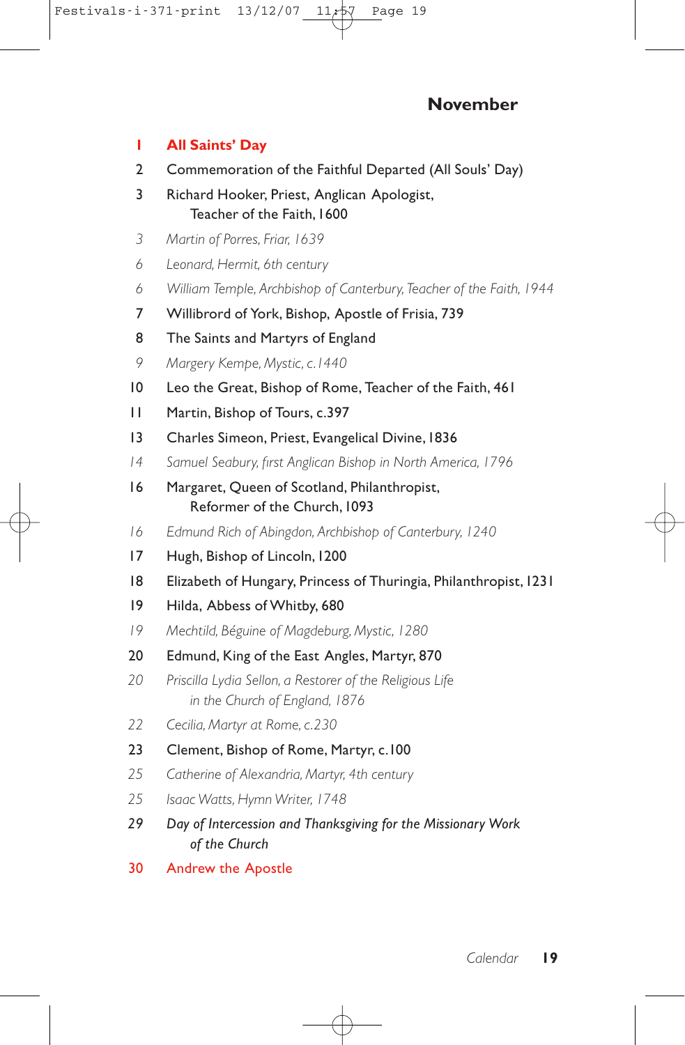## November

**1 All Saints' Day**

2 Commemoration of the Faithful Departed (All Souls' Day)

3 Richard Hooker, Priest, Anglican Apologist, Teacher of the Faith, 1600

*3 Martin of Porres, Friar, 1639*

*6 Leonard, Hermit, 6th century*

*6 William Temple, Archbishop of Canterbury, Teacher of the Faith, 1944*

7 Willibrord of York, Bishop, Apostle of Frisia, 739

8 The Saints and Martyrs of England

*9 Margery Kempe, Mystic, c.1440*

10 Leo the Great, Bishop of Rome, Teacher of the Faith, 461

11 Martin, Bishop of Tours, c.397

13 Charles Simeon, Priest, Evangelical Divine, 1836

*14 Samuel Seabury, first Anglican Bishop in North America, 1796*

16 Margaret, Queen of Scotland, Philanthropist, Reformer of the Church, 1093

*16 Edmund Rich of Abingdon, Archbishop of Canterbury, 1240*

17 Hugh, Bishop of Lincoln, 1200

18 Elizabeth of Hungary, Princess of Thuringia, Philanthropist, 1231

19 Hilda, Abbess of Whitby, 680

*19 Mechtild, Béguine of Magdeburg, Mystic, 1280*

20 Edmund, King of the East Angles, Martyr, 870

*20 Priscilla Lydia Sellon, a Restorer of the Religious Life in the Church of England, 1876*

*22 Cecilia, Martyr at Rome, c.230*

23 Clement, Bishop of Rome, Martyr, c.100

*25 Catherine of Alexandria, Martyr, 4th century*

*25 Isaac Watts, Hymn Writer, 1748*

*29 Day of Intercession and Thanksgiving for the Missionary Work of the Church*

30 Andrew the Apostle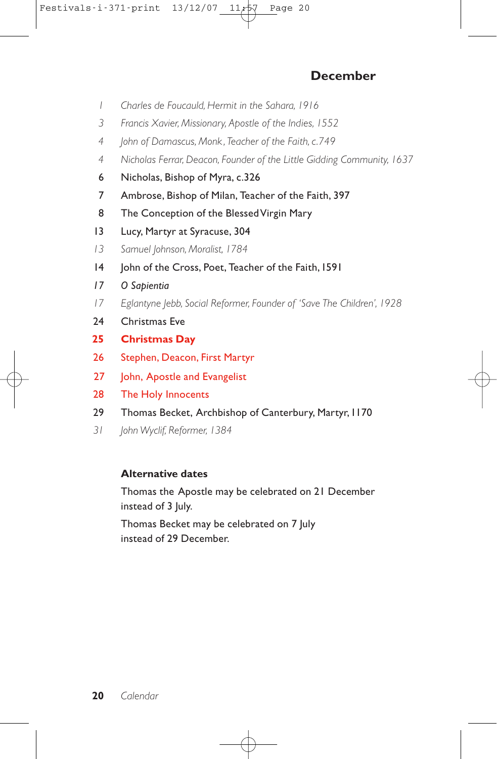## December

*1 Charles de Foucauld, Hermit in the Sahara, 1916*

*3 Francis Xavier, Missionary, Apostle of the Indies, 1552*

*4 John of Damascus, Monk, Teacher of the Faith, c.749*

*4 Nicholas Ferrar, Deacon, Founder of the Little Gidding Community, 1637*

6 Nicholas, Bishop of Myra, c.326

7 Ambrose, Bishop of Milan, Teacher of the Faith, 397

8 The Conception of the Blessed Virgin Mary

13 Lucy, Martyr at Syracuse, 304

*13 Samuel Johnson, Moralist, 1784*

14 John of the Cross, Poet, Teacher of the Faith, 1591

*17 O Sapientia*

*17 Eglantyne Jebb, Social Reformer, Founder of 'Save The Children', 1928*

24 Christmas Eve

**25 Christmas Day**

26 Stephen, Deacon, First Martyr

27 John, Apostle and Evangelist

28 The Holy Innocents

29 Thomas Becket, Archbishop of Canterbury, Martyr, 1170

*31 John Wyclif, Reformer, 1384*

**Alternative dates**

Thomas the Apostle may be celebrated on 21 December instead of 3 July.

Thomas Becket may be celebrated on 7 July instead of 29 December.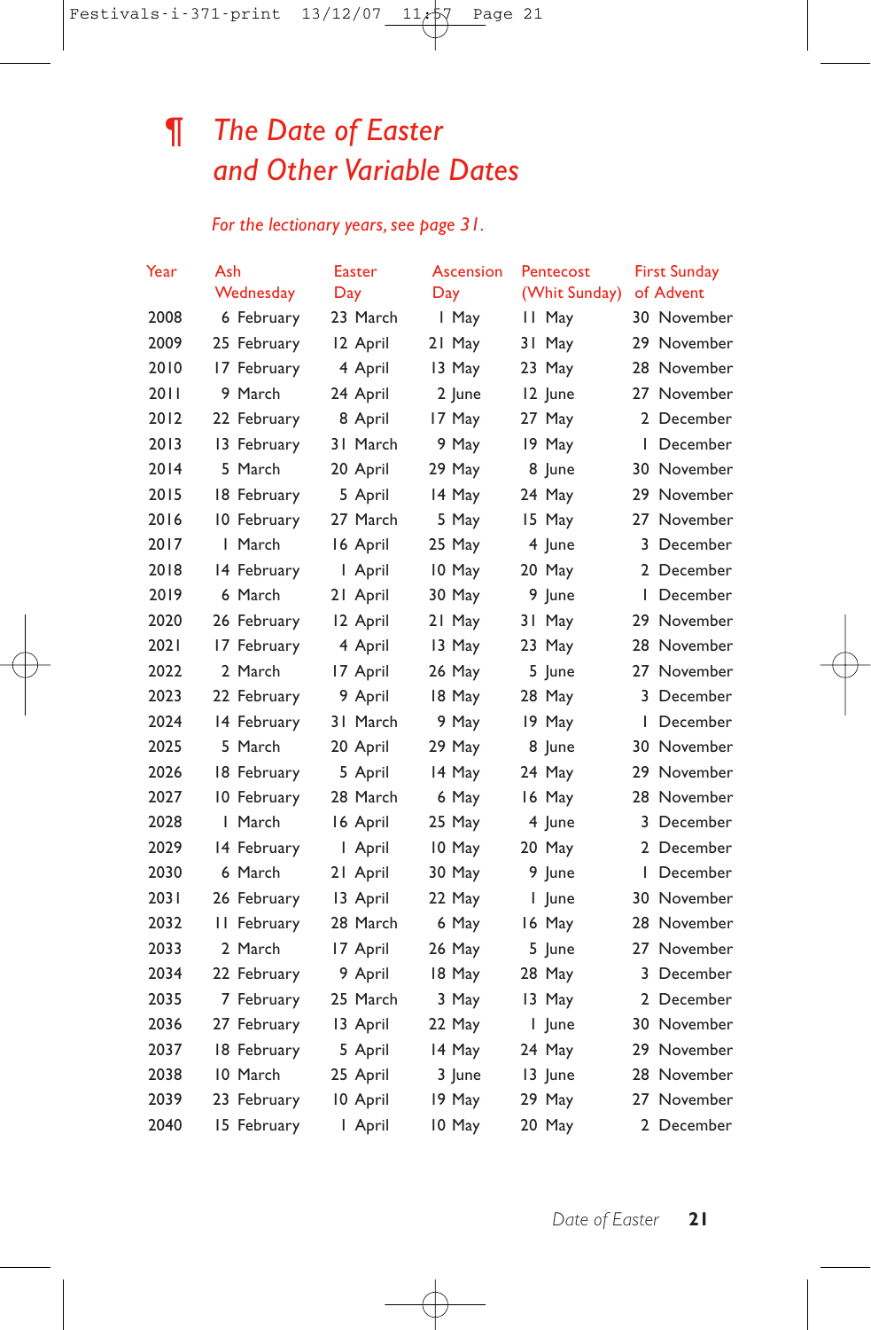# ¶ *The Date of Easter and Other Variable Dates*

*For the lectionary years, see page 31.*

| Year | Ash Wednesday | Easter Day | Ascension Day | Pentecost (Whit Sunday) | First Sunday of Advent |
|---|---|---|---|---|---|
| 2008 | 6 February | 23 March | 1 May | 11 May | 30 November |
| 2009 | 25 February | 12 April | 21 May | 31 May | 29 November |
| 2010 | 17 February | 4 April | 13 May | 23 May | 28 November |
| 2011 | 9 March | 24 April | 2 June | 12 June | 27 November |
| 2012 | 22 February | 8 April | 17 May | 27 May | 2 December |
| 2013 | 13 February | 31 March | 9 May | 19 May | 1 December |
| 2014 | 5 March | 20 April | 29 May | 8 June | 30 November |
| 2015 | 18 February | 5 April | 14 May | 24 May | 29 November |
| 2016 | 10 February | 27 March | 5 May | 15 May | 27 November |
| 2017 | 1 March | 16 April | 25 May | 4 June | 3 December |
| 2018 | 14 February | 1 April | 10 May | 20 May | 2 December |
| 2019 | 6 March | 21 April | 30 May | 9 June | 1 December |
| 2020 | 26 February | 12 April | 21 May | 31 May | 29 November |
| 2021 | 17 February | 4 April | 13 May | 23 May | 28 November |
| 2022 | 2 March | 17 April | 26 May | 5 June | 27 November |
| 2023 | 22 February | 9 April | 18 May | 28 May | 3 December |
| 2024 | 14 February | 31 March | 9 May | 19 May | 1 December |
| 2025 | 5 March | 20 April | 29 May | 8 June | 30 November |
| 2026 | 18 February | 5 April | 14 May | 24 May | 29 November |
| 2027 | 10 February | 28 March | 6 May | 16 May | 28 November |
| 2028 | 1 March | 16 April | 25 May | 4 June | 3 December |
| 2029 | 14 February | 1 April | 10 May | 20 May | 2 December |
| 2030 | 6 March | 21 April | 30 May | 9 June | 1 December |
| 2031 | 26 February | 13 April | 22 May | 1 June | 30 November |
| 2032 | 11 February | 28 March | 6 May | 16 May | 28 November |
| 2033 | 2 March | 17 April | 26 May | 5 June | 27 November |
| 2034 | 22 February | 9 April | 18 May | 28 May | 3 December |
| 2035 | 7 February | 25 March | 3 May | 13 May | 2 December |
| 2036 | 27 February | 13 April | 22 May | 1 June | 30 November |
| 2037 | 18 February | 5 April | 14 May | 24 May | 29 November |
| 2038 | 10 March | 25 April | 3 June | 13 June | 28 November |
| 2039 | 23 February | 10 April | 19 May | 29 May | 27 November |
| 2040 | 15 February | 1 April | 10 May | 20 May | 2 December |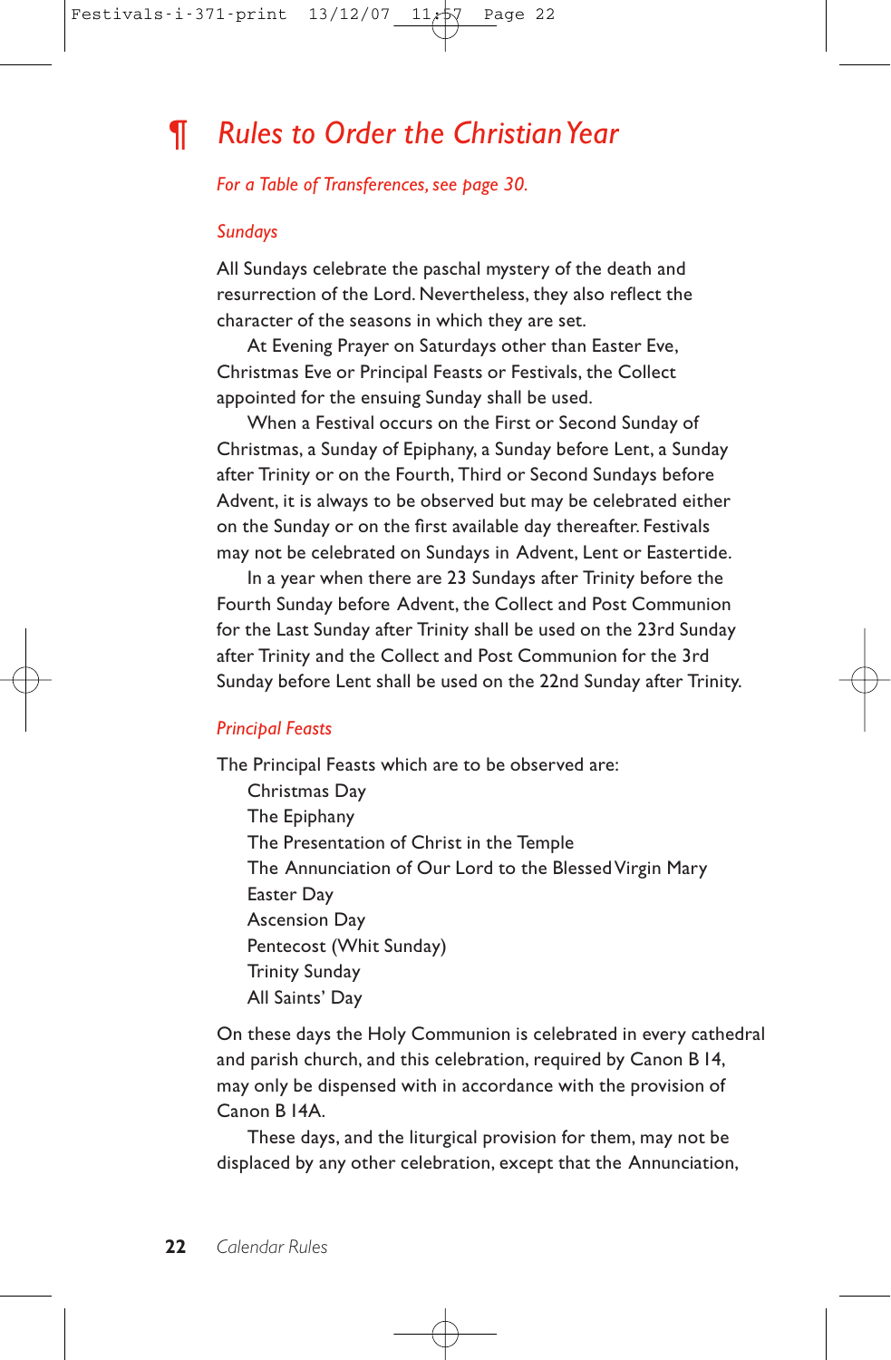# ¶ *Rules to Order the Christian Year*

*For a Table of Transferences, see page 30.*

### *Sundays*

All Sundays celebrate the paschal mystery of the death and resurrection of the Lord. Nevertheless, they also reflect the character of the seasons in which they are set.

At Evening Prayer on Saturdays other than Easter Eve, Christmas Eve or Principal Feasts or Festivals, the Collect appointed for the ensuing Sunday shall be used.

When a Festival occurs on the First or Second Sunday of Christmas, a Sunday of Epiphany, a Sunday before Lent, a Sunday after Trinity or on the Fourth, Third or Second Sundays before Advent, it is always to be observed but may be celebrated either on the Sunday or on the first available day thereafter. Festivals may not be celebrated on Sundays in Advent, Lent or Eastertide.

In a year when there are 23 Sundays after Trinity before the Fourth Sunday before Advent, the Collect and Post Communion for the Last Sunday after Trinity shall be used on the 23rd Sunday after Trinity and the Collect and Post Communion for the 3rd Sunday before Lent shall be used on the 22nd Sunday after Trinity.

### *Principal Feasts*

The Principal Feasts which are to be observed are:

- Christmas Day
- The Epiphany
- The Presentation of Christ in the Temple
- The Annunciation of Our Lord to the Blessed Virgin Mary
- Easter Day
- Ascension Day
- Pentecost (Whit Sunday)
- Trinity Sunday
- All Saints' Day

On these days the Holy Communion is celebrated in every cathedral and parish church, and this celebration, required by Canon B 14, may only be dispensed with in accordance with the provision of Canon B 14A.

These days, and the liturgical provision for them, may not be displaced by any other celebration, except that the Annunciation,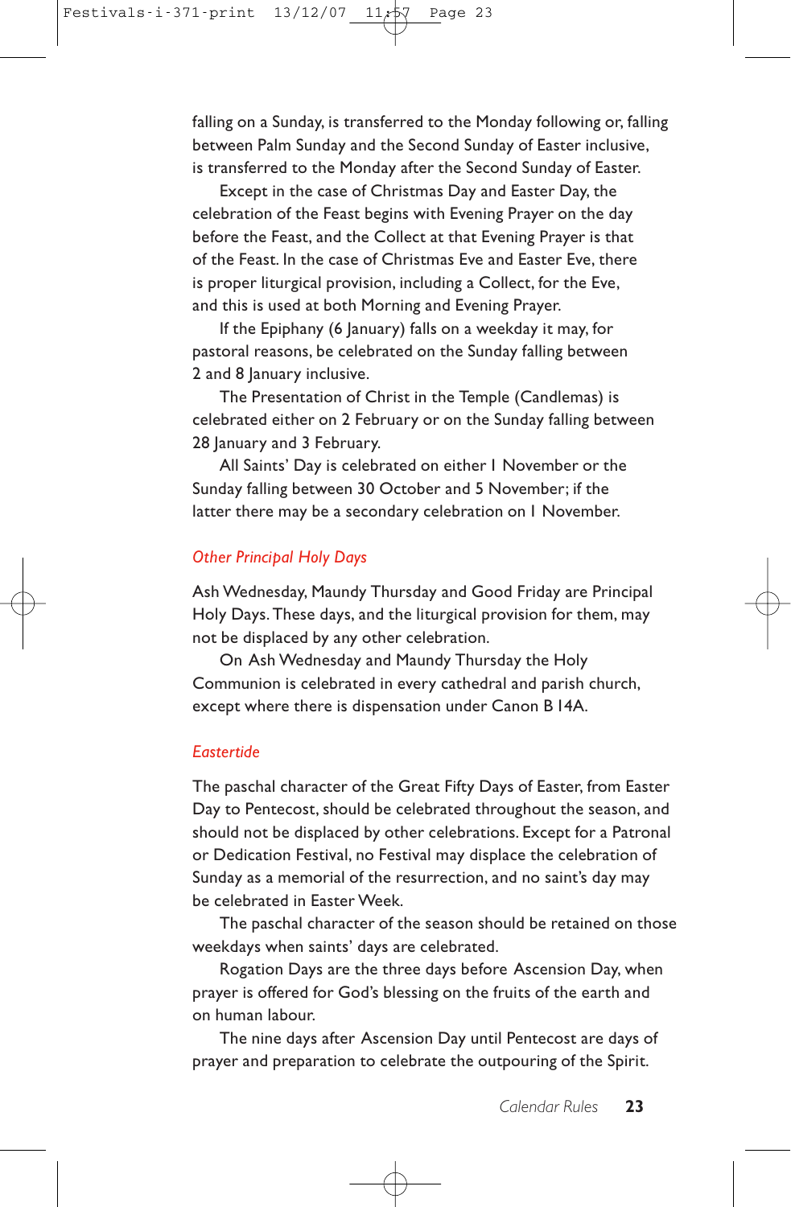falling on a Sunday, is transferred to the Monday following or, falling between Palm Sunday and the Second Sunday of Easter inclusive, is transferred to the Monday after the Second Sunday of Easter.

Except in the case of Christmas Day and Easter Day, the celebration of the Feast begins with Evening Prayer on the day before the Feast, and the Collect at that Evening Prayer is that of the Feast. In the case of Christmas Eve and Easter Eve, there is proper liturgical provision, including a Collect, for the Eve, and this is used at both Morning and Evening Prayer.

If the Epiphany (6 January) falls on a weekday it may, for pastoral reasons, be celebrated on the Sunday falling between 2 and 8 January inclusive.

The Presentation of Christ in the Temple (Candlemas) is celebrated either on 2 February or on the Sunday falling between 28 January and 3 February.

All Saints' Day is celebrated on either 1 November or the Sunday falling between 30 October and 5 November; if the latter there may be a secondary celebration on 1 November.

### *Other Principal Holy Days*

Ash Wednesday, Maundy Thursday and Good Friday are Principal Holy Days. These days, and the liturgical provision for them, may not be displaced by any other celebration.

On Ash Wednesday and Maundy Thursday the Holy Communion is celebrated in every cathedral and parish church, except where there is dispensation under Canon B 14A.

### *Eastertide*

The paschal character of the Great Fifty Days of Easter, from Easter Day to Pentecost, should be celebrated throughout the season, and should not be displaced by other celebrations. Except for a Patronal or Dedication Festival, no Festival may displace the celebration of Sunday as a memorial of the resurrection, and no saint's day may be celebrated in Easter Week.

The paschal character of the season should be retained on those weekdays when saints' days are celebrated.

Rogation Days are the three days before Ascension Day, when prayer is offered for God's blessing on the fruits of the earth and on human labour.

The nine days after Ascension Day until Pentecost are days of prayer and preparation to celebrate the outpouring of the Spirit.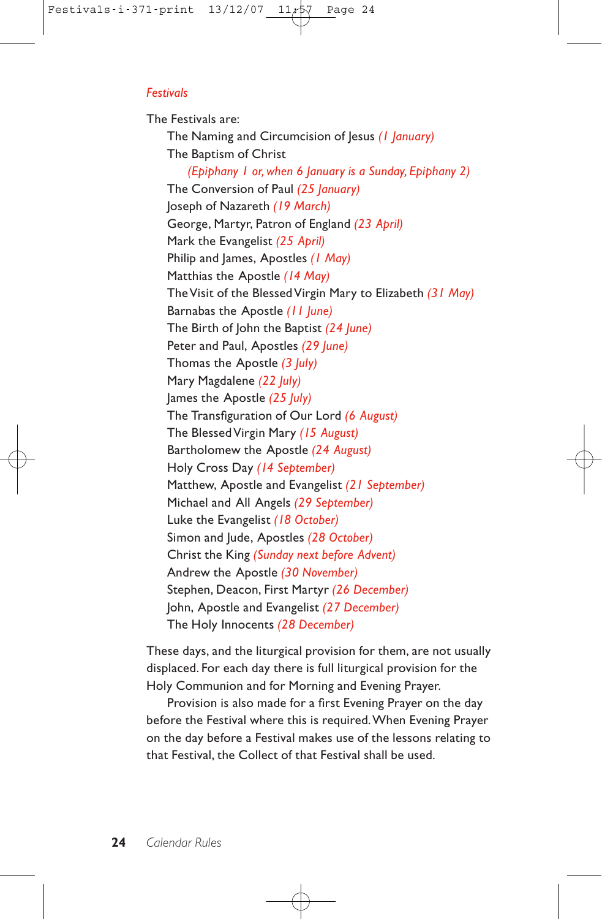## *Festivals*

The Festivals are:

- The Naming and Circumcision of Jesus *(1 January)*
- The Baptism of Christ
  *(Epiphany 1 or, when 6 January is a Sunday, Epiphany 2)*
- The Conversion of Paul *(25 January)*
- Joseph of Nazareth *(19 March)*
- George, Martyr, Patron of England *(23 April)*
- Mark the Evangelist *(25 April)*
- Philip and James, Apostles *(1 May)*
- Matthias the Apostle *(14 May)*
- The Visit of the Blessed Virgin Mary to Elizabeth *(31 May)*
- Barnabas the Apostle *(11 June)*
- The Birth of John the Baptist *(24 June)*
- Peter and Paul, Apostles *(29 June)*
- Thomas the Apostle *(3 July)*
- Mary Magdalene *(22 July)*
- James the Apostle *(25 July)*
- The Transfiguration of Our Lord *(6 August)*
- The Blessed Virgin Mary *(15 August)*
- Bartholomew the Apostle *(24 August)*
- Holy Cross Day *(14 September)*
- Matthew, Apostle and Evangelist *(21 September)*
- Michael and All Angels *(29 September)*
- Luke the Evangelist *(18 October)*
- Simon and Jude, Apostles *(28 October)*
- Christ the King *(Sunday next before Advent)*
- Andrew the Apostle *(30 November)*
- Stephen, Deacon, First Martyr *(26 December)*
- John, Apostle and Evangelist *(27 December)*
- The Holy Innocents *(28 December)*

These days, and the liturgical provision for them, are not usually displaced. For each day there is full liturgical provision for the Holy Communion and for Morning and Evening Prayer.

Provision is also made for a first Evening Prayer on the day before the Festival where this is required. When Evening Prayer on the day before a Festival makes use of the lessons relating to that Festival, the Collect of that Festival shall be used.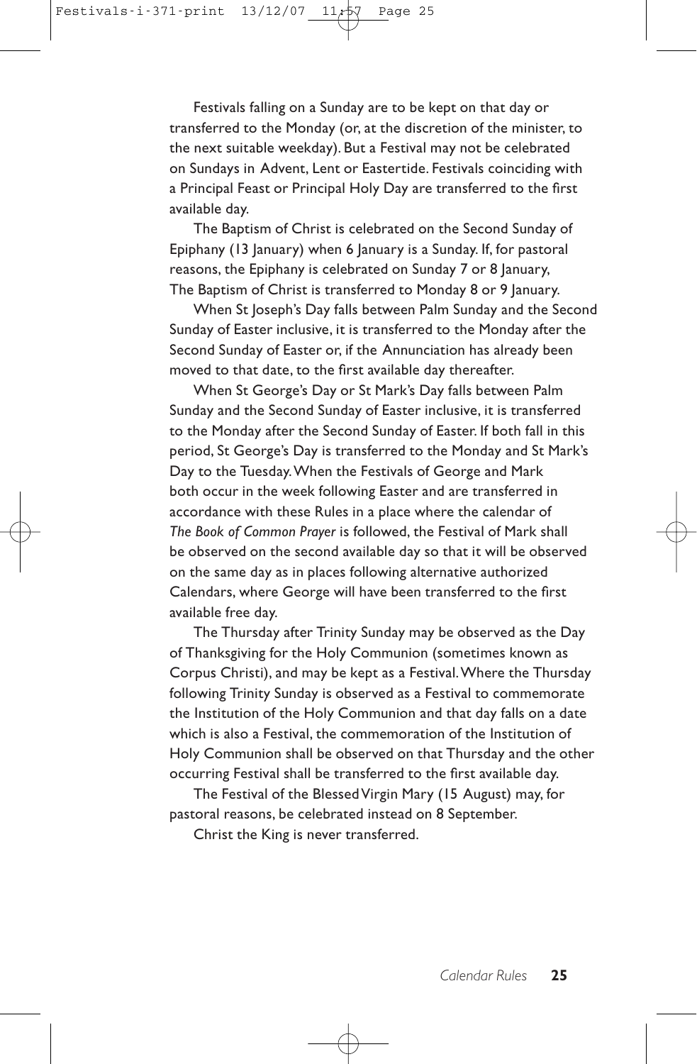Festivals falling on a Sunday are to be kept on that day or transferred to the Monday (or, at the discretion of the minister, to the next suitable weekday). But a Festival may not be celebrated on Sundays in Advent, Lent or Eastertide. Festivals coinciding with a Principal Feast or Principal Holy Day are transferred to the first available day.

The Baptism of Christ is celebrated on the Second Sunday of Epiphany (13 January) when 6 January is a Sunday. If, for pastoral reasons, the Epiphany is celebrated on Sunday 7 or 8 January, The Baptism of Christ is transferred to Monday 8 or 9 January.

When St Joseph's Day falls between Palm Sunday and the Second Sunday of Easter inclusive, it is transferred to the Monday after the Second Sunday of Easter or, if the Annunciation has already been moved to that date, to the first available day thereafter.

When St George's Day or St Mark's Day falls between Palm Sunday and the Second Sunday of Easter inclusive, it is transferred to the Monday after the Second Sunday of Easter. If both fall in this period, St George's Day is transferred to the Monday and St Mark's Day to the Tuesday. When the Festivals of George and Mark both occur in the week following Easter and are transferred in accordance with these Rules in a place where the calendar of *The Book of Common Prayer* is followed, the Festival of Mark shall be observed on the second available day so that it will be observed on the same day as in places following alternative authorized Calendars, where George will have been transferred to the first available free day.

The Thursday after Trinity Sunday may be observed as the Day of Thanksgiving for the Holy Communion (sometimes known as Corpus Christi), and may be kept as a Festival. Where the Thursday following Trinity Sunday is observed as a Festival to commemorate the Institution of the Holy Communion and that day falls on a date which is also a Festival, the commemoration of the Institution of Holy Communion shall be observed on that Thursday and the other occurring Festival shall be transferred to the first available day.

The Festival of the Blessed Virgin Mary (15 August) may, for pastoral reasons, be celebrated instead on 8 September.

Christ the King is never transferred.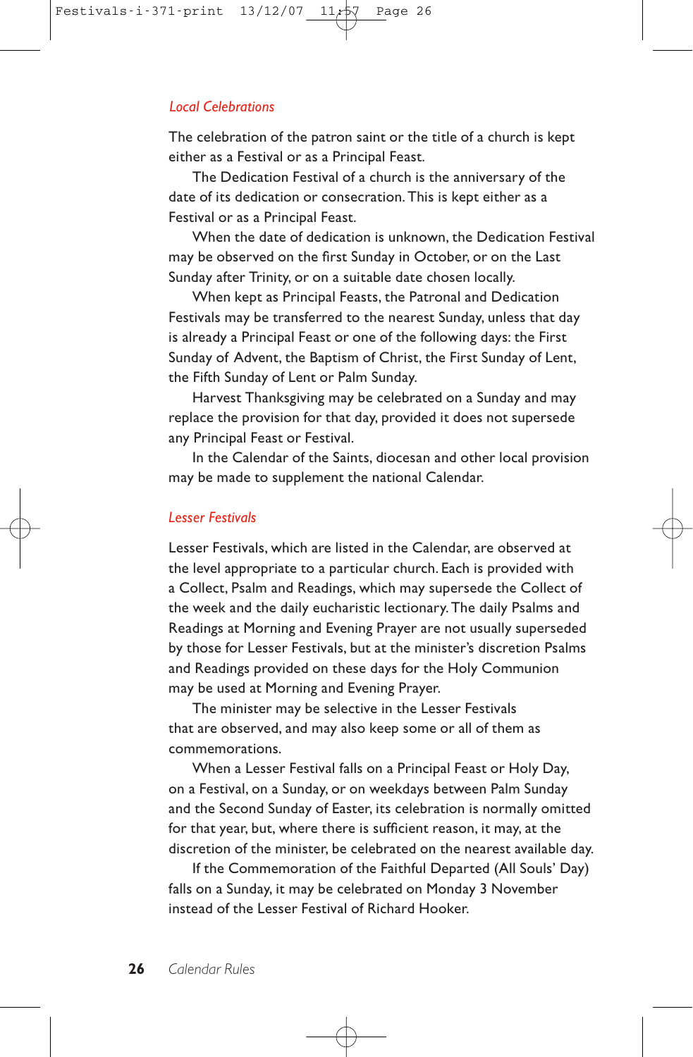### *Local Celebrations*

The celebration of the patron saint or the title of a church is kept either as a Festival or as a Principal Feast.

The Dedication Festival of a church is the anniversary of the date of its dedication or consecration. This is kept either as a Festival or as a Principal Feast.

When the date of dedication is unknown, the Dedication Festival may be observed on the first Sunday in October, or on the Last Sunday after Trinity, or on a suitable date chosen locally.

When kept as Principal Feasts, the Patronal and Dedication Festivals may be transferred to the nearest Sunday, unless that day is already a Principal Feast or one of the following days: the First Sunday of Advent, the Baptism of Christ, the First Sunday of Lent, the Fifth Sunday of Lent or Palm Sunday.

Harvest Thanksgiving may be celebrated on a Sunday and may replace the provision for that day, provided it does not supersede any Principal Feast or Festival.

In the Calendar of the Saints, diocesan and other local provision may be made to supplement the national Calendar.

### *Lesser Festivals*

Lesser Festivals, which are listed in the Calendar, are observed at the level appropriate to a particular church. Each is provided with a Collect, Psalm and Readings, which may supersede the Collect of the week and the daily eucharistic lectionary. The daily Psalms and Readings at Morning and Evening Prayer are not usually superseded by those for Lesser Festivals, but at the minister's discretion Psalms and Readings provided on these days for the Holy Communion may be used at Morning and Evening Prayer.

The minister may be selective in the Lesser Festivals that are observed, and may also keep some or all of them as commemorations.

When a Lesser Festival falls on a Principal Feast or Holy Day, on a Festival, on a Sunday, or on weekdays between Palm Sunday and the Second Sunday of Easter, its celebration is normally omitted for that year, but, where there is sufficient reason, it may, at the discretion of the minister, be celebrated on the nearest available day.

If the Commemoration of the Faithful Departed (All Souls' Day) falls on a Sunday, it may be celebrated on Monday 3 November instead of the Lesser Festival of Richard Hooker.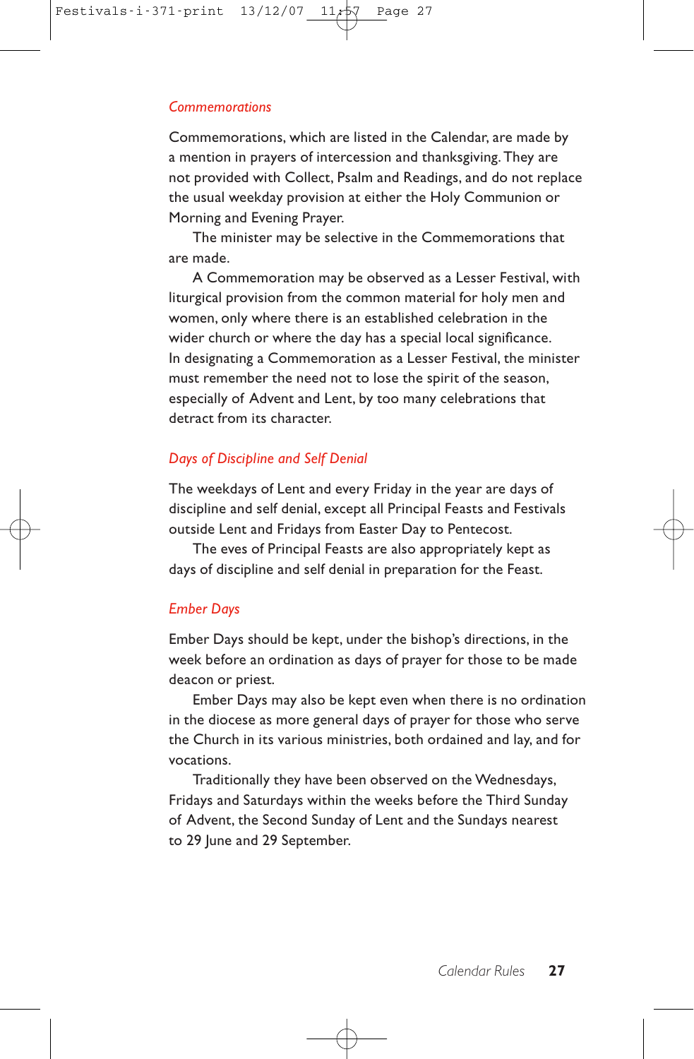## *Commemorations*

Commemorations, which are listed in the Calendar, are made by a mention in prayers of intercession and thanksgiving. They are not provided with Collect, Psalm and Readings, and do not replace the usual weekday provision at either the Holy Communion or Morning and Evening Prayer.

The minister may be selective in the Commemorations that are made.

A Commemoration may be observed as a Lesser Festival, with liturgical provision from the common material for holy men and women, only where there is an established celebration in the wider church or where the day has a special local significance. In designating a Commemoration as a Lesser Festival, the minister must remember the need not to lose the spirit of the season, especially of Advent and Lent, by too many celebrations that detract from its character.

## *Days of Discipline and Self Denial*

The weekdays of Lent and every Friday in the year are days of discipline and self denial, except all Principal Feasts and Festivals outside Lent and Fridays from Easter Day to Pentecost.

The eves of Principal Feasts are also appropriately kept as days of discipline and self denial in preparation for the Feast.

## *Ember Days*

Ember Days should be kept, under the bishop's directions, in the week before an ordination as days of prayer for those to be made deacon or priest.

Ember Days may also be kept even when there is no ordination in the diocese as more general days of prayer for those who serve the Church in its various ministries, both ordained and lay, and for vocations.

Traditionally they have been observed on the Wednesdays, Fridays and Saturdays within the weeks before the Third Sunday of Advent, the Second Sunday of Lent and the Sundays nearest to 29 June and 29 September.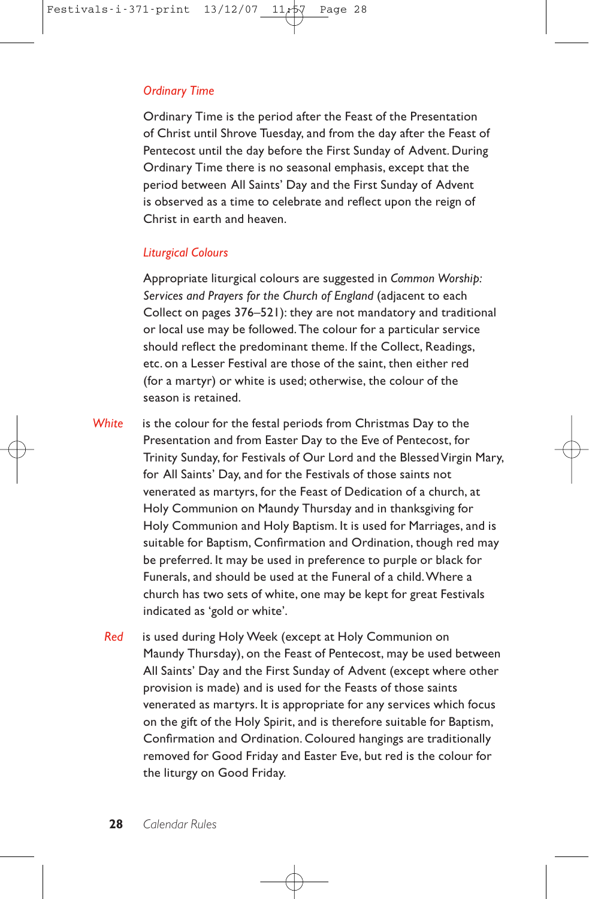### *Ordinary Time*

Ordinary Time is the period after the Feast of the Presentation of Christ until Shrove Tuesday, and from the day after the Feast of Pentecost until the day before the First Sunday of Advent. During Ordinary Time there is no seasonal emphasis, except that the period between All Saints' Day and the First Sunday of Advent is observed as a time to celebrate and reflect upon the reign of Christ in earth and heaven.

### *Liturgical Colours*

Appropriate liturgical colours are suggested in *Common Worship: Services and Prayers for the Church of England* (adjacent to each Collect on pages 376–521): they are not mandatory and traditional or local use may be followed. The colour for a particular service should reflect the predominant theme. If the Collect, Readings, etc. on a Lesser Festival are those of the saint, then either red (for a martyr) or white is used; otherwise, the colour of the season is retained.

*White* is the colour for the festal periods from Christmas Day to the Presentation and from Easter Day to the Eve of Pentecost, for Trinity Sunday, for Festivals of Our Lord and the Blessed Virgin Mary, for All Saints' Day, and for the Festivals of those saints not venerated as martyrs, for the Feast of Dedication of a church, at Holy Communion on Maundy Thursday and in thanksgiving for Holy Communion and Holy Baptism. It is used for Marriages, and is suitable for Baptism, Confirmation and Ordination, though red may be preferred. It may be used in preference to purple or black for Funerals, and should be used at the Funeral of a child. Where a church has two sets of white, one may be kept for great Festivals indicated as 'gold or white'.

*Red* is used during Holy Week (except at Holy Communion on Maundy Thursday), on the Feast of Pentecost, may be used between All Saints' Day and the First Sunday of Advent (except where other provision is made) and is used for the Feasts of those saints venerated as martyrs. It is appropriate for any services which focus on the gift of the Holy Spirit, and is therefore suitable for Baptism, Confirmation and Ordination. Coloured hangings are traditionally removed for Good Friday and Easter Eve, but red is the colour for the liturgy on Good Friday.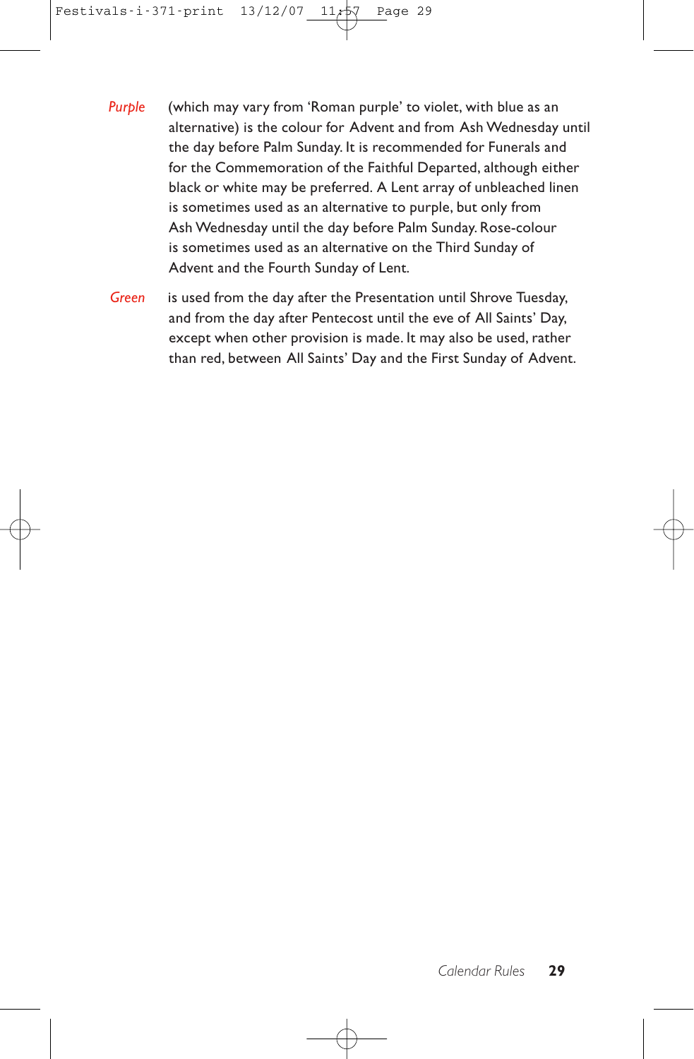*Purple* (which may vary from 'Roman purple' to violet, with blue as an alternative) is the colour for Advent and from Ash Wednesday until the day before Palm Sunday. It is recommended for Funerals and for the Commemoration of the Faithful Departed, although either black or white may be preferred. A Lent array of unbleached linen is sometimes used as an alternative to purple, but only from Ash Wednesday until the day before Palm Sunday. Rose-colour is sometimes used as an alternative on the Third Sunday of Advent and the Fourth Sunday of Lent.

*Green* is used from the day after the Presentation until Shrove Tuesday, and from the day after Pentecost until the eve of All Saints' Day, except when other provision is made. It may also be used, rather than red, between All Saints' Day and the First Sunday of Advent.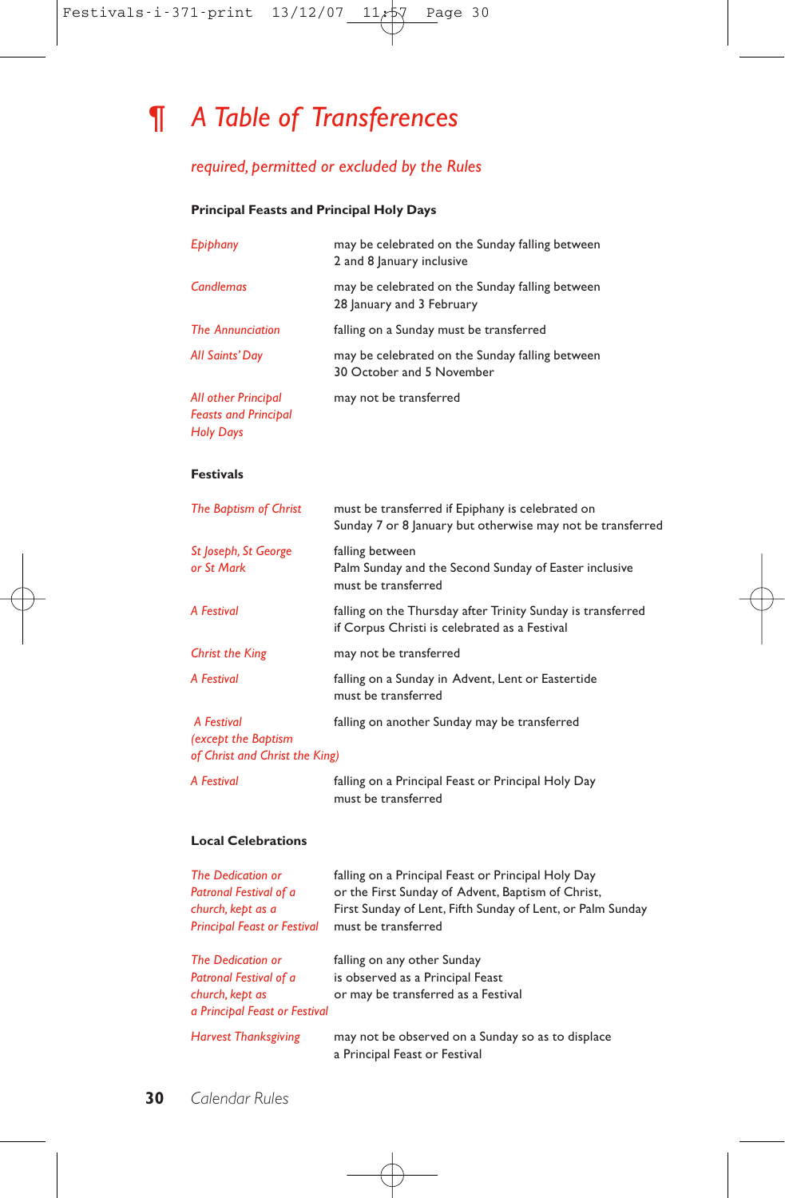# ¶ *A Table of Transferences*

*required, permitted or excluded by the Rules*

**Principal Feasts and Principal Holy Days**

| | |
|---|---|
| *Epiphany* | may be celebrated on the Sunday falling between 2 and 8 January inclusive |
| *Candlemas* | may be celebrated on the Sunday falling between 28 January and 3 February |
| *The Annunciation* | falling on a Sunday must be transferred |
| *All Saints' Day* | may be celebrated on the Sunday falling between 30 October and 5 November |
| *All other Principal Feasts and Principal Holy Days* | may not be transferred |

**Festivals**

| | |
|---|---|
| *The Baptism of Christ* | must be transferred if Epiphany is celebrated on Sunday 7 or 8 January but otherwise may not be transferred |
| *St Joseph, St George or St Mark* | falling between Palm Sunday and the Second Sunday of Easter inclusive must be transferred |
| *A Festival* | falling on the Thursday after Trinity Sunday is transferred if Corpus Christi is celebrated as a Festival |
| *Christ the King* | may not be transferred |
| *A Festival* | falling on a Sunday in Advent, Lent or Eastertide must be transferred |
| *A Festival (except the Baptism of Christ and Christ the King)* | falling on another Sunday may be transferred |
| *A Festival* | falling on a Principal Feast or Principal Holy Day must be transferred |

**Local Celebrations**

| | |
|---|---|
| *The Dedication or Patronal Festival of a church, kept as a Principal Feast or Festival* | falling on a Principal Feast or Principal Holy Day or the First Sunday of Advent, Baptism of Christ, First Sunday of Lent, Fifth Sunday of Lent, or Palm Sunday must be transferred |
| *The Dedication or Patronal Festival of a church, kept as a Principal Feast or Festival* | falling on any other Sunday is observed as a Principal Feast or may be transferred as a Festival |
| *Harvest Thanksgiving* | may not be observed on a Sunday so as to displace a Principal Feast or Festival |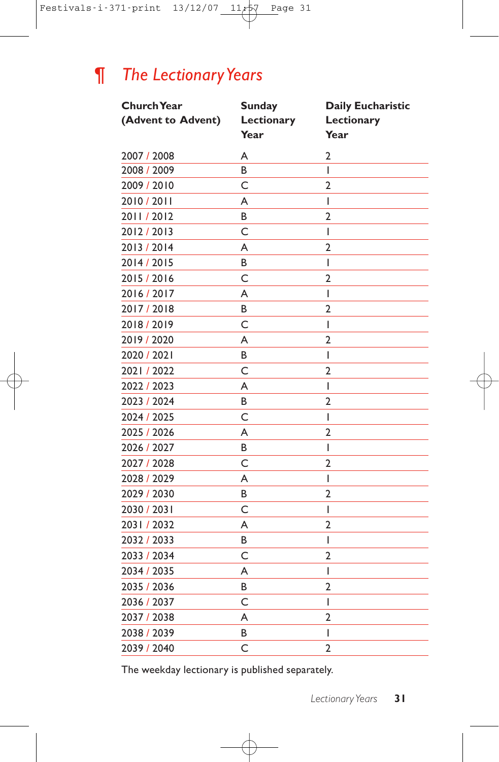## ¶ *The Lectionary Years*

| Church Year (Advent to Advent) | Sunday Lectionary Year | Daily Eucharistic Lectionary Year |
|---|---|---|
| 2007 / 2008 | A | 2 |
| 2008 / 2009 | B | 1 |
| 2009 / 2010 | C | 2 |
| 2010 / 2011 | A | 1 |
| 2011 / 2012 | B | 2 |
| 2012 / 2013 | C | 1 |
| 2013 / 2014 | A | 2 |
| 2014 / 2015 | B | 1 |
| 2015 / 2016 | C | 2 |
| 2016 / 2017 | A | 1 |
| 2017 / 2018 | B | 2 |
| 2018 / 2019 | C | 1 |
| 2019 / 2020 | A | 2 |
| 2020 / 2021 | B | 1 |
| 2021 / 2022 | C | 2 |
| 2022 / 2023 | A | 1 |
| 2023 / 2024 | B | 2 |
| 2024 / 2025 | C | 1 |
| 2025 / 2026 | A | 2 |
| 2026 / 2027 | B | 1 |
| 2027 / 2028 | C | 2 |
| 2028 / 2029 | A | 1 |
| 2029 / 2030 | B | 2 |
| 2030 / 2031 | C | 1 |
| 2031 / 2032 | A | 2 |
| 2032 / 2033 | B | 1 |
| 2033 / 2034 | C | 2 |
| 2034 / 2035 | A | 1 |
| 2035 / 2036 | B | 2 |
| 2036 / 2037 | C | 1 |
| 2037 / 2038 | A | 2 |
| 2038 / 2039 | B | 1 |
| 2039 / 2040 | C | 2 |

The weekday lectionary is published separately.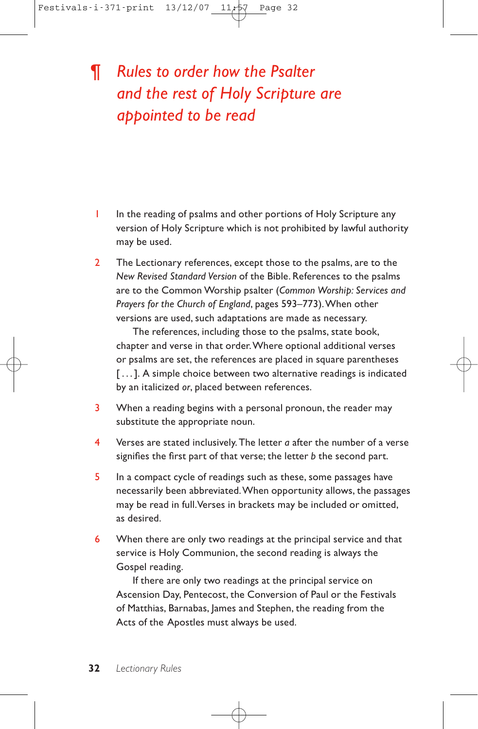# ¶ *Rules to order how the Psalter and the rest of Holy Scripture are appointed to be read*

1 In the reading of psalms and other portions of Holy Scripture any version of Holy Scripture which is not prohibited by lawful authority may be used.

2 The Lectionary references, except those to the psalms, are to the *New Revised Standard Version* of the Bible. References to the psalms are to the Common Worship psalter (*Common Worship: Services and Prayers for the Church of England*, pages 593–773). When other versions are used, such adaptations are made as necessary.

The references, including those to the psalms, state book, chapter and verse in that order. Where optional additional verses or psalms are set, the references are placed in square parentheses [ . . . ]. A simple choice between two alternative readings is indicated by an italicized *or*, placed between references.

3 When a reading begins with a personal pronoun, the reader may substitute the appropriate noun.

4 Verses are stated inclusively. The letter *a* after the number of a verse signifies the first part of that verse; the letter *b* the second part.

5 In a compact cycle of readings such as these, some passages have necessarily been abbreviated. When opportunity allows, the passages may be read in full. Verses in brackets may be included or omitted, as desired.

6 When there are only two readings at the principal service and that service is Holy Communion, the second reading is always the Gospel reading.

If there are only two readings at the principal service on Ascension Day, Pentecost, the Conversion of Paul or the Festivals of Matthias, Barnabas, James and Stephen, the reading from the Acts of the Apostles must always be used.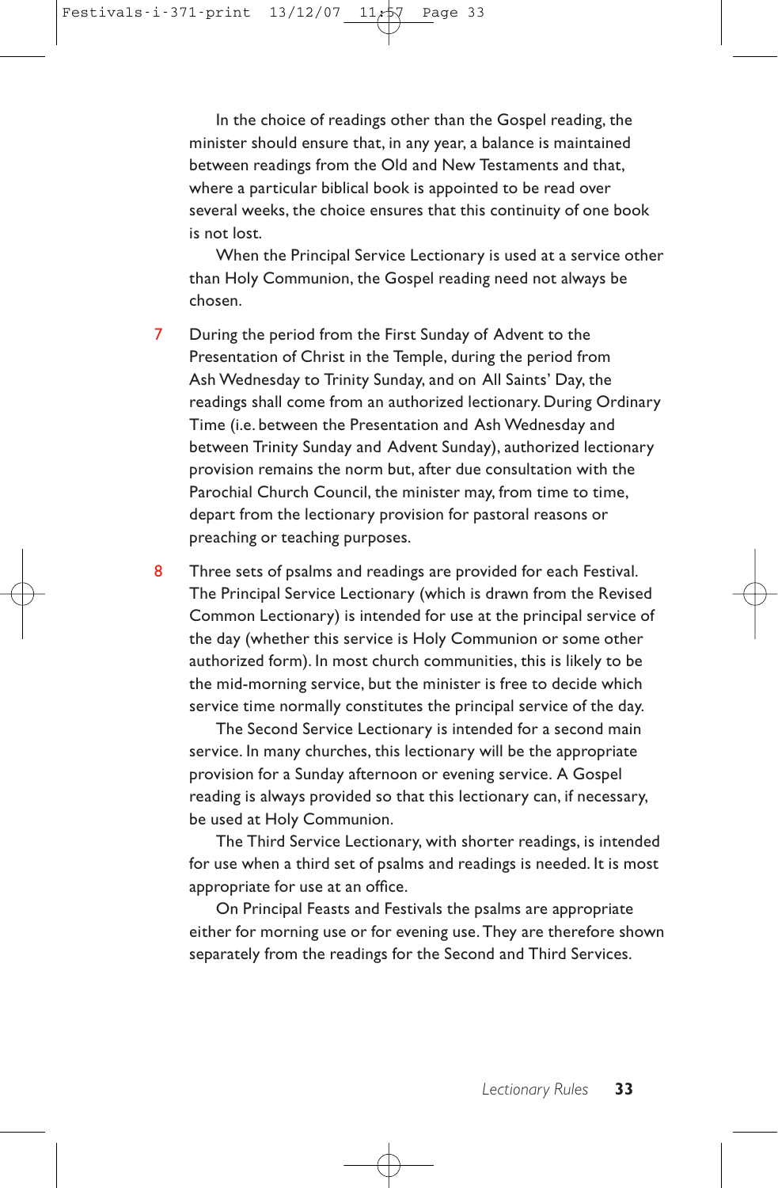In the choice of readings other than the Gospel reading, the minister should ensure that, in any year, a balance is maintained between readings from the Old and New Testaments and that, where a particular biblical book is appointed to be read over several weeks, the choice ensures that this continuity of one book is not lost.

When the Principal Service Lectionary is used at a service other than Holy Communion, the Gospel reading need not always be chosen.

7 During the period from the First Sunday of Advent to the Presentation of Christ in the Temple, during the period from Ash Wednesday to Trinity Sunday, and on All Saints' Day, the readings shall come from an authorized lectionary. During Ordinary Time (i.e. between the Presentation and Ash Wednesday and between Trinity Sunday and Advent Sunday), authorized lectionary provision remains the norm but, after due consultation with the Parochial Church Council, the minister may, from time to time, depart from the lectionary provision for pastoral reasons or preaching or teaching purposes.

8 Three sets of psalms and readings are provided for each Festival. The Principal Service Lectionary (which is drawn from the Revised Common Lectionary) is intended for use at the principal service of the day (whether this service is Holy Communion or some other authorized form). In most church communities, this is likely to be the mid-morning service, but the minister is free to decide which service time normally constitutes the principal service of the day.

The Second Service Lectionary is intended for a second main service. In many churches, this lectionary will be the appropriate provision for a Sunday afternoon or evening service. A Gospel reading is always provided so that this lectionary can, if necessary, be used at Holy Communion.

The Third Service Lectionary, with shorter readings, is intended for use when a third set of psalms and readings is needed. It is most appropriate for use at an office.

On Principal Feasts and Festivals the psalms are appropriate either for morning use or for evening use. They are therefore shown separately from the readings for the Second and Third Services.